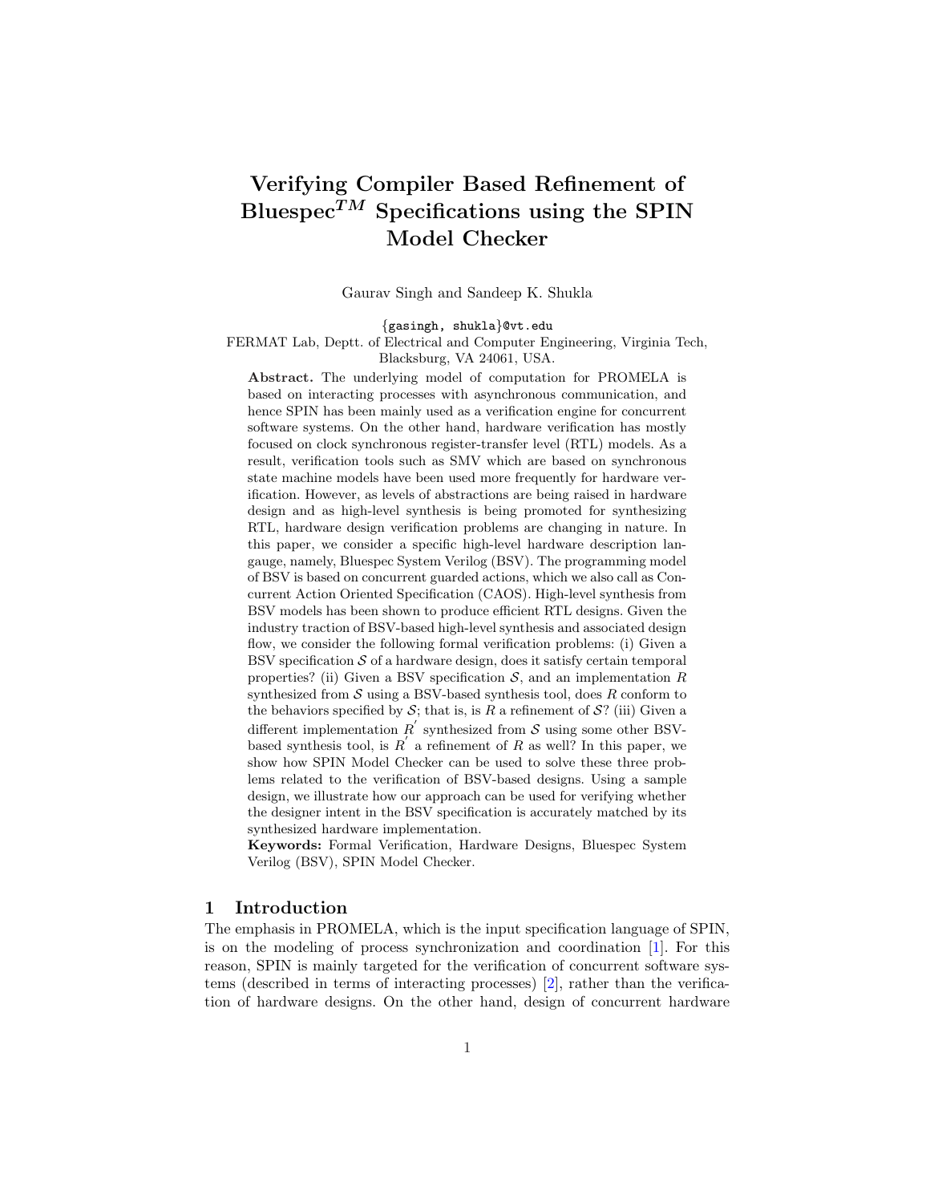# Verifying Compiler Based Refinement of Bluespec$^{TM}$ Specifications using the SPIN Model Checker

Gaurav Singh and Sandeep K. Shukla

{gasingh, shukla}@vt.edu

FERMAT Lab, Deptt. of Electrical and Computer Engineering, Virginia Tech, Blacksburg, VA 24061, USA.

**Abstract.** The underlying model of computation for PROMELA is based on interacting processes with asynchronous communication, and hence SPIN has been mainly used as a verification engine for concurrent software systems. On the other hand, hardware verification has mostly focused on clock synchronous register-transfer level (RTL) models. As a result, verification tools such as SMV which are based on synchronous state machine models have been used more frequently for hardware verification. However, as levels of abstractions are being raised in hardware design and as high-level synthesis is being promoted for synthesizing RTL, hardware design verification problems are changing in nature. In this paper, we consider a specific high-level hardware description langauge, namely, Bluespec System Verilog (BSV). The programming model of BSV is based on concurrent guarded actions, which we also call as Concurrent Action Oriented Specification (CAOS). High-level synthesis from BSV models has been shown to produce efficient RTL designs. Given the industry traction of BSV-based high-level synthesis and associated design flow, we consider the following formal verification problems: (i) Given a BSV specification $\mathcal{S}$ of a hardware design, does it satisfy certain temporal properties? (ii) Given a BSV specification $\mathcal{S}$, and an implementation $R$ synthesized from $\mathcal{S}$ using a BSV-based synthesis tool, does $R$ conform to the behaviors specified by $\mathcal{S}$; that is, is $R$ a refinement of $\mathcal{S}$? (iii) Given a different implementation $R^{'}$ synthesized from $\mathcal{S}$ using some other BSV-based synthesis tool, is $R^{'}$ a refinement of $R$ as well? In this paper, we show how SPIN Model Checker can be used to solve these three problems related to the verification of BSV-based designs. Using a sample design, we illustrate how our approach can be used for verifying whether the designer intent in the BSV specification is accurately matched by its synthesized hardware implementation.

**Keywords:** Formal Verification, Hardware Designs, Bluespec System Verilog (BSV), SPIN Model Checker.

## 1 Introduction

The emphasis in PROMELA, which is the input specification language of SPIN, is on the modeling of process synchronization and coordination [1]. For this reason, SPIN is mainly targeted for the verification of concurrent software systems (described in terms of interacting processes) [2], rather than the verification of hardware designs. On the other hand, design of concurrent hardware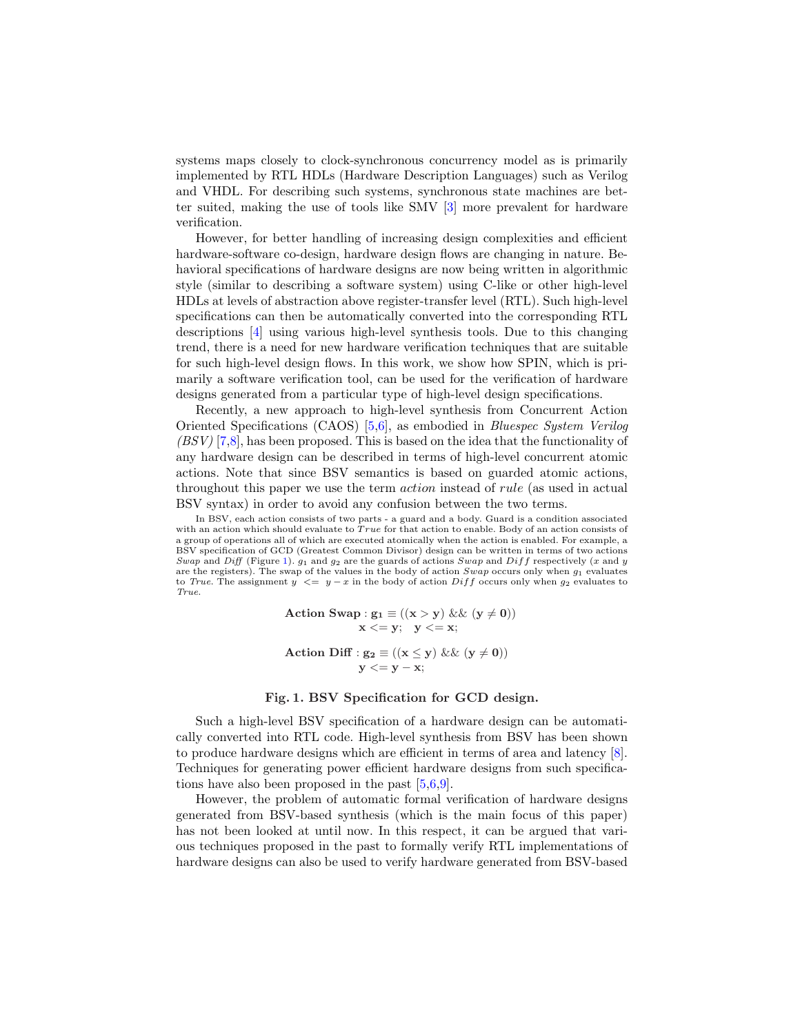systems maps closely to clock-synchronous concurrency model as is primarily implemented by RTL HDLs (Hardware Description Languages) such as Verilog and VHDL. For describing such systems, synchronous state machines are better suited, making the use of tools like SMV [3] more prevalent for hardware verification.

However, for better handling of increasing design complexities and efficient hardware-software co-design, hardware design flows are changing in nature. Behavioral specifications of hardware designs are now being written in algorithmic style (similar to describing a software system) using C-like or other high-level HDLs at levels of abstraction above register-transfer level (RTL). Such high-level specifications can then be automatically converted into the corresponding RTL descriptions [4] using various high-level synthesis tools. Due to this changing trend, there is a need for new hardware verification techniques that are suitable for such high-level design flows. In this work, we show how SPIN, which is primarily a software verification tool, can be used for the verification of hardware designs generated from a particular type of high-level design specifications.

Recently, a new approach to high-level synthesis from Concurrent Action Oriented Specifications (CAOS) [5,6], as embodied in *Bluespec System Verilog (BSV)* [7,8], has been proposed. This is based on the idea that the functionality of any hardware design can be described in terms of high-level concurrent atomic actions. Note that since BSV semantics is based on guarded atomic actions, throughout this paper we use the term *action* instead of *rule* (as used in actual BSV syntax) in order to avoid any confusion between the two terms.

In BSV, each action consists of two parts - a guard and a body. Guard is a condition associated with an action which should evaluate to $True$ for that action to enable. Body of an action consists of a group of operations all of which are executed atomically when the action is enabled. For example, a BSV specification of GCD (Greatest Common Divisor) design can be written in terms of two actions *Swap* and *Diff* (Figure 1). $g_1$ and $g_2$ are the guards of actions *Swap* and $Diff$ respectively ($x$ and $y$ are the registers). The swap of the values in the body of action *Swap* occurs only when $g_1$ evaluates to *True*. The assignment $y \ <= \ y - x$ in the body of action $Diff$ occurs only when $g_2$ evaluates to *True*.

$$\textbf{Action Swap} : \mathbf{g_1} \equiv ((\mathbf{x} > \mathbf{y}) \ \&\& \ (\mathbf{y} \neq \mathbf{0}))$$
$$\mathbf{x} <= \mathbf{y}; \quad \mathbf{y} <= \mathbf{x};$$

$$\textbf{Action Diff} : \mathbf{g_2} \equiv ((\mathbf{x} \leq \mathbf{y}) \ \&\& \ (\mathbf{y} \neq \mathbf{0}))$$
$$\mathbf{y} <= \mathbf{y} - \mathbf{x};$$

**Fig. 1. BSV Specification for GCD design.**

Such a high-level BSV specification of a hardware design can be automatically converted into RTL code. High-level synthesis from BSV has been shown to produce hardware designs which are efficient in terms of area and latency [8]. Techniques for generating power efficient hardware designs from such specifications have also been proposed in the past [5,6,9].

However, the problem of automatic formal verification of hardware designs generated from BSV-based synthesis (which is the main focus of this paper) has not been looked at until now. In this respect, it can be argued that various techniques proposed in the past to formally verify RTL implementations of hardware designs can also be used to verify hardware generated from BSV-based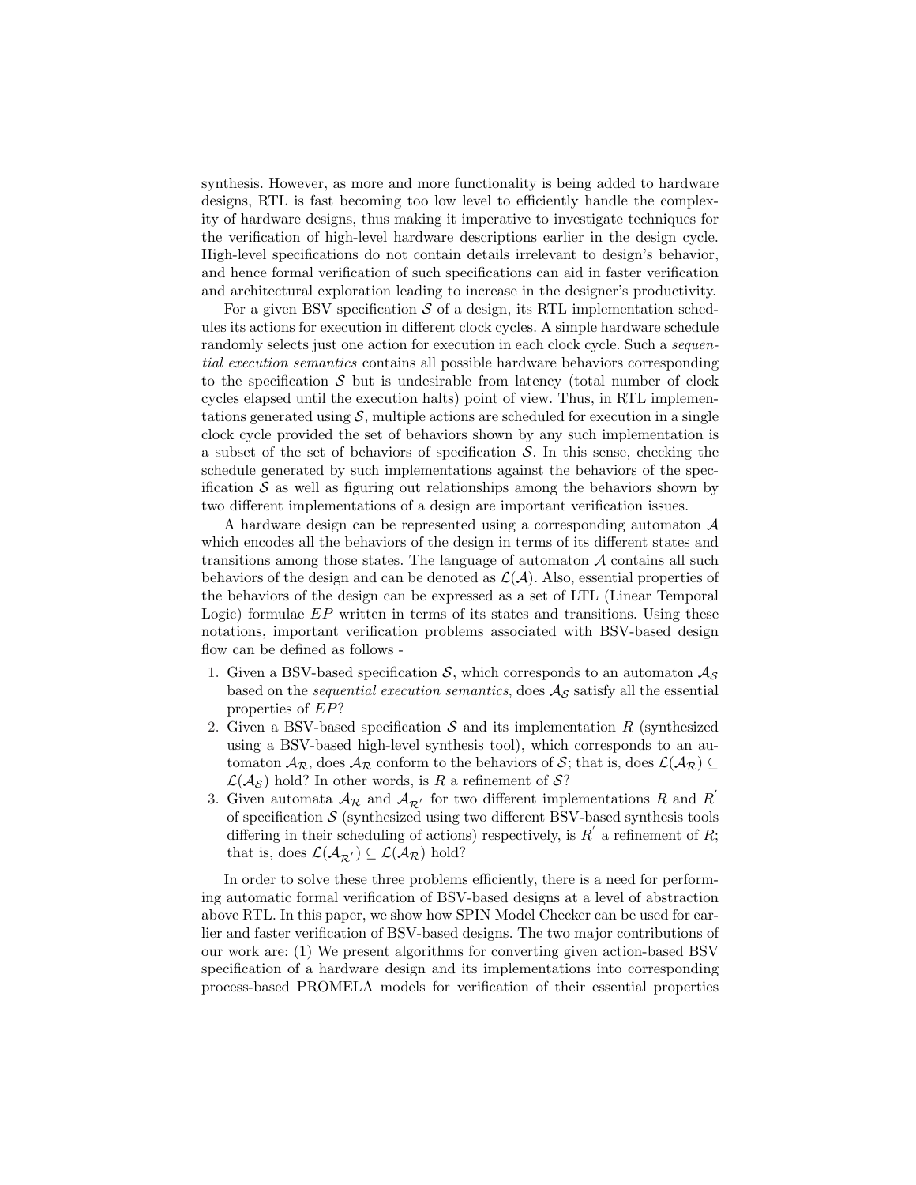synthesis. However, as more and more functionality is being added to hardware designs, RTL is fast becoming too low level to efficiently handle the complexity of hardware designs, thus making it imperative to investigate techniques for the verification of high-level hardware descriptions earlier in the design cycle. High-level specifications do not contain details irrelevant to design's behavior, and hence formal verification of such specifications can aid in faster verification and architectural exploration leading to increase in the designer's productivity.

For a given BSV specification $\mathcal{S}$ of a design, its RTL implementation schedules its actions for execution in different clock cycles. A simple hardware schedule randomly selects just one action for execution in each clock cycle. Such a *sequential execution semantics* contains all possible hardware behaviors corresponding to the specification $\mathcal{S}$ but is undesirable from latency (total number of clock cycles elapsed until the execution halts) point of view. Thus, in RTL implementations generated using $\mathcal{S}$, multiple actions are scheduled for execution in a single clock cycle provided the set of behaviors shown by any such implementation is a subset of the set of behaviors of specification $\mathcal{S}$. In this sense, checking the schedule generated by such implementations against the behaviors of the specification $\mathcal{S}$ as well as figuring out relationships among the behaviors shown by two different implementations of a design are important verification issues.

A hardware design can be represented using a corresponding automaton $\mathcal{A}$ which encodes all the behaviors of the design in terms of its different states and transitions among those states. The language of automaton $\mathcal{A}$ contains all such behaviors of the design and can be denoted as $\mathcal{L}(\mathcal{A})$. Also, essential properties of the behaviors of the design can be expressed as a set of LTL (Linear Temporal Logic) formulae $EP$ written in terms of its states and transitions. Using these notations, important verification problems associated with BSV-based design flow can be defined as follows -

1. Given a BSV-based specification $\mathcal{S}$, which corresponds to an automaton $\mathcal{A}_{\mathcal{S}}$ based on the *sequential execution semantics*, does $\mathcal{A}_{\mathcal{S}}$ satisfy all the essential properties of $EP$?
2. Given a BSV-based specification $\mathcal{S}$ and its implementation $R$ (synthesized using a BSV-based high-level synthesis tool), which corresponds to an automaton $\mathcal{A}_{\mathcal{R}}$, does $\mathcal{A}_{\mathcal{R}}$ conform to the behaviors of $\mathcal{S}$; that is, does $\mathcal{L}(\mathcal{A}_{\mathcal{R}}) \subseteq \mathcal{L}(\mathcal{A}_{\mathcal{S}})$ hold? In other words, is $R$ a refinement of $\mathcal{S}$?
3. Given automata $\mathcal{A}_{\mathcal{R}}$ and $\mathcal{A}_{\mathcal{R}'}$ for two different implementations $R$ and $R'$ of specification $\mathcal{S}$ (synthesized using two different BSV-based synthesis tools differing in their scheduling of actions) respectively, is $R'$ a refinement of $R$; that is, does $\mathcal{L}(\mathcal{A}_{\mathcal{R}'}) \subseteq \mathcal{L}(\mathcal{A}_{\mathcal{R}})$ hold?

In order to solve these three problems efficiently, there is a need for performing automatic formal verification of BSV-based designs at a level of abstraction above RTL. In this paper, we show how SPIN Model Checker can be used for earlier and faster verification of BSV-based designs. The two major contributions of our work are: (1) We present algorithms for converting given action-based BSV specification of a hardware design and its implementations into corresponding process-based PROMELA models for verification of their essential properties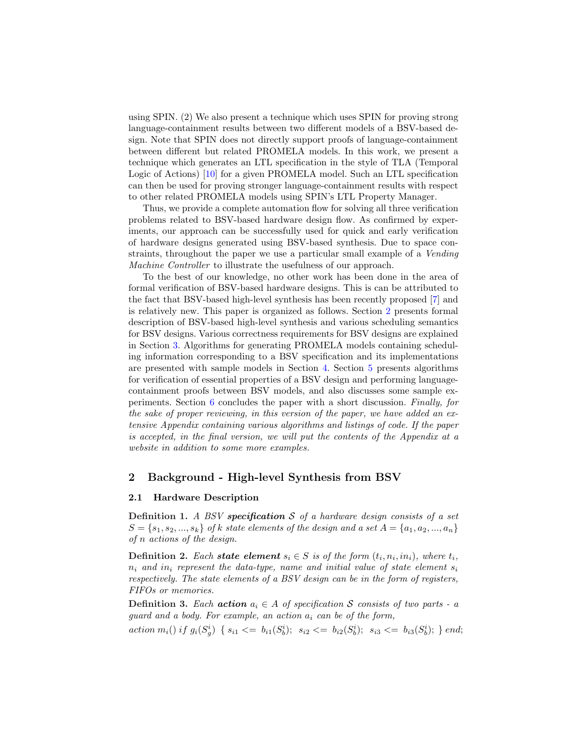using SPIN. (2) We also present a technique which uses SPIN for proving strong language-containment results between two different models of a BSV-based design. Note that SPIN does not directly support proofs of language-containment between different but related PROMELA models. In this work, we present a technique which generates an LTL specification in the style of TLA (Temporal Logic of Actions) [10] for a given PROMELA model. Such an LTL specification can then be used for proving stronger language-containment results with respect to other related PROMELA models using SPIN's LTL Property Manager.

Thus, we provide a complete automation flow for solving all three verification problems related to BSV-based hardware design flow. As confirmed by experiments, our approach can be successfully used for quick and early verification of hardware designs generated using BSV-based synthesis. Due to space constraints, throughout the paper we use a particular small example of a *Vending Machine Controller* to illustrate the usefulness of our approach.

To the best of our knowledge, no other work has been done in the area of formal verification of BSV-based hardware designs. This is can be attributed to the fact that BSV-based high-level synthesis has been recently proposed [7] and is relatively new. This paper is organized as follows. Section 2 presents formal description of BSV-based high-level synthesis and various scheduling semantics for BSV designs. Various correctness requirements for BSV designs are explained in Section 3. Algorithms for generating PROMELA models containing scheduling information corresponding to a BSV specification and its implementations are presented with sample models in Section 4. Section 5 presents algorithms for verification of essential properties of a BSV design and performing language-containment proofs between BSV models, and also discusses some sample experiments. Section 6 concludes the paper with a short discussion. *Finally, for the sake of proper reviewing, in this version of the paper, we have added an extensive Appendix containing various algorithms and listings of code. If the paper is accepted, in the final version, we will put the contents of the Appendix at a website in addition to some more examples.*

## 2 Background - High-level Synthesis from BSV

### 2.1 Hardware Description

**Definition 1.** *A BSV **specification** $\mathcal{S}$ of a hardware design consists of a set $S = \{s_1, s_2, ..., s_k\}$ of $k$ state elements of the design and a set $A = \{a_1, a_2, ..., a_n\}$ of $n$ actions of the design.*

**Definition 2.** *Each **state element** $s_i \in S$ is of the form $(t_i, n_i, in_i)$, where $t_i$, $n_i$ and $in_i$ represent the data-type, name and initial value of state element $s_i$ respectively. The state elements of a BSV design can be in the form of registers, FIFOs or memories.*

**Definition 3.** *Each **action** $a_i \in A$ of specification $\mathcal{S}$ consists of two parts - a guard and a body. For example, an action $a_i$ can be of the form,*
*action* $m_i()$ *if* $g_i(S^i_g)$ $\{\ s_{i1} <=\ b_{i1}(S^i_b);\ \ s_{i2} <=\ b_{i2}(S^i_b);\ \ s_{i3} <=\ b_{i3}(S^i_b);\ \}$ *end*;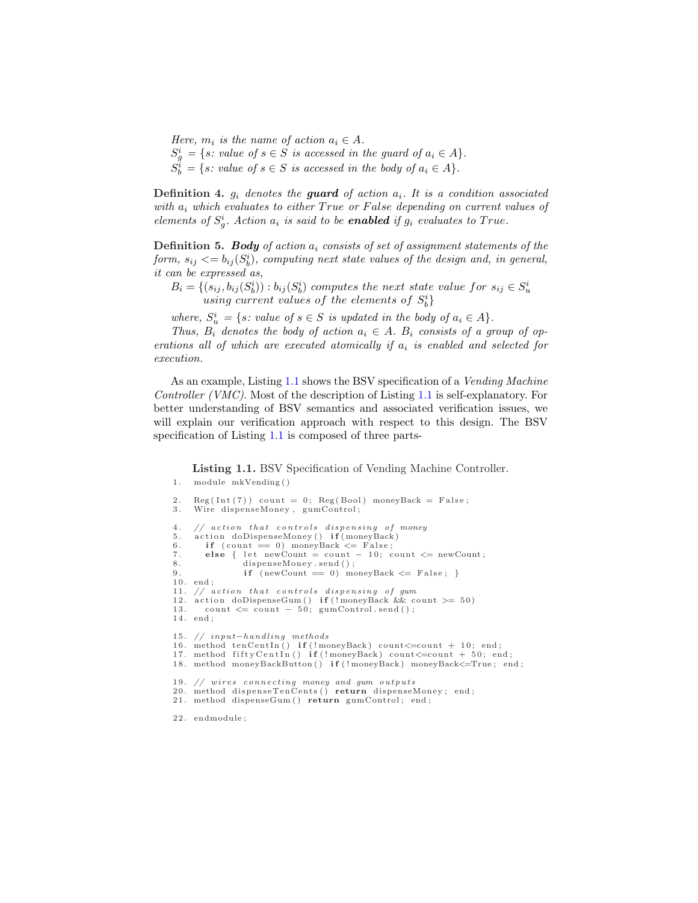*Here,* $m_i$ *is the name of action* $a_i \in A$.
$S_g^i = \{s$*: value of* $s \in S$ *is accessed in the guard of* $a_i \in A\}$.
$S_b^i = \{s$*: value of* $s \in S$ *is accessed in the body of* $a_i \in A\}$.

**Definition 4.** *$g_i$ denotes the* ***guard*** *of action $a_i$. It is a condition associated with $a_i$ which evaluates to either True or False depending on current values of elements of $S_g^i$. Action $a_i$ is said to be* ***enabled*** *if $g_i$ evaluates to True.*

**Definition 5.** ***Body*** *of action $a_i$ consists of set of assignment statements of the form, $s_{ij} <= b_{ij}(S_b^i)$, computing next state values of the design and, in general, it can be expressed as,*

$$B_i = \{(s_{ij}, b_{ij}(S_b^i)) : b_{ij}(S_b^i) \text{ computes the next state value for } s_{ij} \in S_u^i \text{ using current values of the elements of } S_b^i\}$$

*where, $S_u^i = \{s$: value of $s \in S$ is updated in the body of $a_i \in A\}$.*

*Thus, $B_i$ denotes the body of action $a_i \in A$. $B_i$ consists of a group of operations all of which are executed atomically if $a_i$ is enabled and selected for execution.*

As an example, Listing 1.1 shows the BSV specification of a *Vending Machine Controller (VMC)*. Most of the description of Listing 1.1 is self-explanatory. For better understanding of BSV semantics and associated verification issues, we will explain our verification approach with respect to this design. The BSV specification of Listing 1.1 is composed of three parts-

**Listing 1.1.** BSV Specification of Vending Machine Controller.

```
1.  module mkVending()

2.  Reg(Int(7)) count = 0; Reg(Bool) moneyBack = False;
3.  Wire dispenseMoney, gumControl;

4.  // action that controls dispensing of money
5.  action doDispenseMoney() if(moneyBack)
6.    if (count == 0) moneyBack <= False;
7.    else { let newCount = count - 10; count <= newCount;
8.           dispenseMoney.send();
9.           if (newCount == 0) moneyBack <= False; }
10. end;
11. // action that controls dispensing of gum
12. action doDispenseGum() if(!moneyBack && count >= 50)
13.   count <= count - 50; gumControl.send();
14. end;

15. // input-handling methods
16. method tenCentIn() if(!moneyBack) count<=count + 10; end;
17. method fiftyCentIn() if(!moneyBack) count<=count + 50; end;
18. method moneyBackButton() if(!moneyBack) moneyBack<=True; end;

19. // wires connecting money and gum outputs
20. method dispenseTenCents() return dispenseMoney; end;
21. method dispenseGum() return gumControl; end;

22. endmodule;
```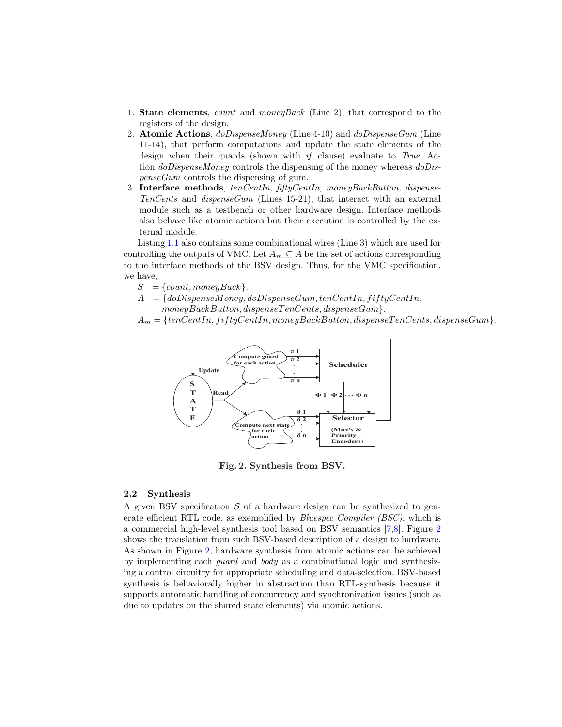1. **State elements**, *count* and *moneyBack* (Line 2), that correspond to the registers of the design.
2. **Atomic Actions**, *doDispenseMoney* (Line 4-10) and *doDispenseGum* (Line 11-14), that perform computations and update the state elements of the design when their guards (shown with *if* clause) evaluate to *True*. Action *doDispenseMoney* controls the dispensing of the money whereas *doDispenseGum* controls the dispensing of gum.
3. **Interface methods**, *tenCentIn*, *fiftyCentIn*, *moneyBackButton*, *dispenseTenCents* and *dispenseGum* (Lines 15-21), that interact with an external module such as a testbench or other hardware design. Interface methods also behave like atomic actions but their execution is controlled by the external module.

Listing 1.1 also contains some combinational wires (Line 3) which are used for controlling the outputs of VMC. Let $A_m \subseteq A$ be the set of actions corresponding to the interface methods of the BSV design. Thus, for the VMC specification, we have,

$S \ = \{count, moneyBack\}$.
$A \ = \{doDispenseMoney, doDispenseGum, tenCentIn, fiftyCentIn,$
$\quad moneyBackButton, dispenseTenCents, dispenseGum\}$.
$A_m = \{tenCentIn, fiftyCentIn, moneyBackButton, dispenseTenCents, dispenseGum\}$.

**Fig. 2. Synthesis from BSV.**

## 2.2 Synthesis

A given BSV specification $\mathcal{S}$ of a hardware design can be synthesized to generate efficient RTL code, as exemplified by *Bluespec Compiler (BSC)*, which is a commercial high-level synthesis tool based on BSV semantics [7,8]. Figure 2 shows the translation from such BSV-based description of a design to hardware. As shown in Figure 2, hardware synthesis from atomic actions can be achieved by implementing each *guard* and *body* as a combinational logic and synthesizing a control circuitry for appropriate scheduling and data-selection. BSV-based synthesis is behaviorally higher in abstraction than RTL-synthesis because it supports automatic handling of concurrency and synchronization issues (such as due to updates on the shared state elements) via atomic actions.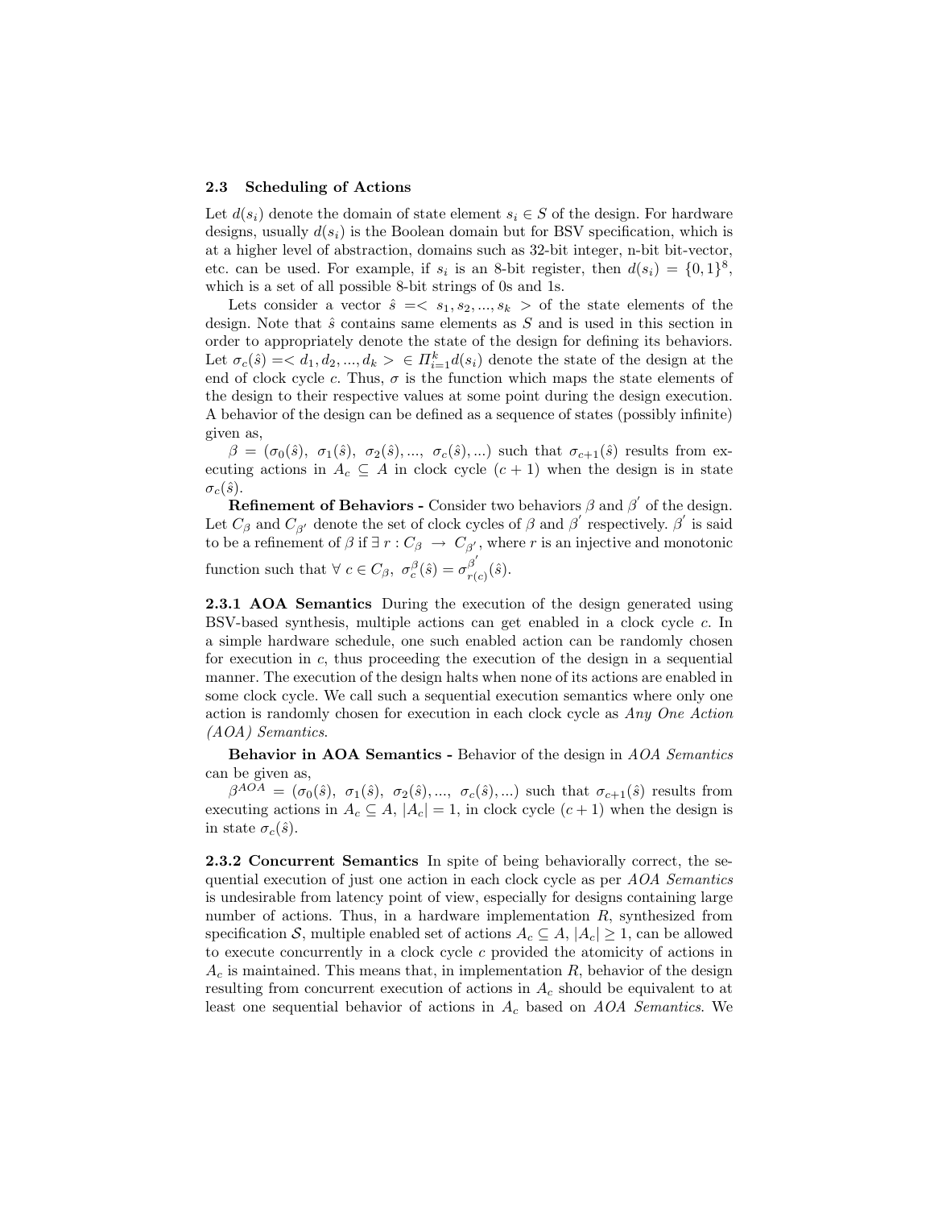### 2.3 Scheduling of Actions

Let $d(s_i)$ denote the domain of state element $s_i \in S$ of the design. For hardware designs, usually $d(s_i)$ is the Boolean domain but for BSV specification, which is at a higher level of abstraction, domains such as 32-bit integer, n-bit bit-vector, etc. can be used. For example, if $s_i$ is an 8-bit register, then $d(s_i) = \{0, 1\}^8$, which is a set of all possible 8-bit strings of 0s and 1s.

Lets consider a vector $\hat{s} = < s_1, s_2, ..., s_k >$ of the state elements of the design. Note that $\hat{s}$ contains same elements as $S$ and is used in this section in order to appropriately denote the state of the design for defining its behaviors. Let $\sigma_c(\hat{s}) = < d_1, d_2, ..., d_k > \in \Pi_{i=1}^{k} d(s_i)$ denote the state of the design at the end of clock cycle $c$. Thus, $\sigma$ is the function which maps the state elements of the design to their respective values at some point during the design execution. A behavior of the design can be defined as a sequence of states (possibly infinite) given as,

$\beta = (\sigma_0(\hat{s}),\ \sigma_1(\hat{s}),\ \sigma_2(\hat{s}), ...,\ \sigma_c(\hat{s}), ...)$ such that $\sigma_{c+1}(\hat{s})$ results from executing actions in $A_c \subseteq A$ in clock cycle $(c + 1)$ when the design is in state $\sigma_c(\hat{s})$.

**Refinement of Behaviors -** Consider two behaviors $\beta$ and $\beta'$ of the design. Let $C_\beta$ and $C_{\beta'}$ denote the set of clock cycles of $\beta$ and $\beta'$ respectively. $\beta'$ is said to be a refinement of $\beta$ if $\exists\ r : C_\beta \rightarrow C_{\beta'}$, where $r$ is an injective and monotonic function such that $\forall\ c \in C_\beta,\ \sigma_c^{\beta}(\hat{s}) = \sigma_{r(c)}^{\beta'}(\hat{s})$.

**2.3.1 AOA Semantics** During the execution of the design generated using BSV-based synthesis, multiple actions can get enabled in a clock cycle $c$. In a simple hardware schedule, one such enabled action can be randomly chosen for execution in $c$, thus proceeding the execution of the design in a sequential manner. The execution of the design halts when none of its actions are enabled in some clock cycle. We call such a sequential execution semantics where only one action is randomly chosen for execution in each clock cycle as *Any One Action (AOA) Semantics*.

**Behavior in AOA Semantics -** Behavior of the design in *AOA Semantics* can be given as,

$\beta^{AOA} = (\sigma_0(\hat{s}),\ \sigma_1(\hat{s}),\ \sigma_2(\hat{s}), ...,\ \sigma_c(\hat{s}), ...)$ such that $\sigma_{c+1}(\hat{s})$ results from executing actions in $A_c \subseteq A$, $|A_c| = 1$, in clock cycle $(c + 1)$ when the design is in state $\sigma_c(\hat{s})$.

**2.3.2 Concurrent Semantics** In spite of being behaviorally correct, the sequential execution of just one action in each clock cycle as per *AOA Semantics* is undesirable from latency point of view, especially for designs containing large number of actions. Thus, in a hardware implementation $R$, synthesized from specification $\mathcal{S}$, multiple enabled set of actions $A_c \subseteq A$, $|A_c| \geq 1$, can be allowed to execute concurrently in a clock cycle $c$ provided the atomicity of actions in $A_c$ is maintained. This means that, in implementation $R$, behavior of the design resulting from concurrent execution of actions in $A_c$ should be equivalent to at least one sequential behavior of actions in $A_c$ based on *AOA Semantics*. We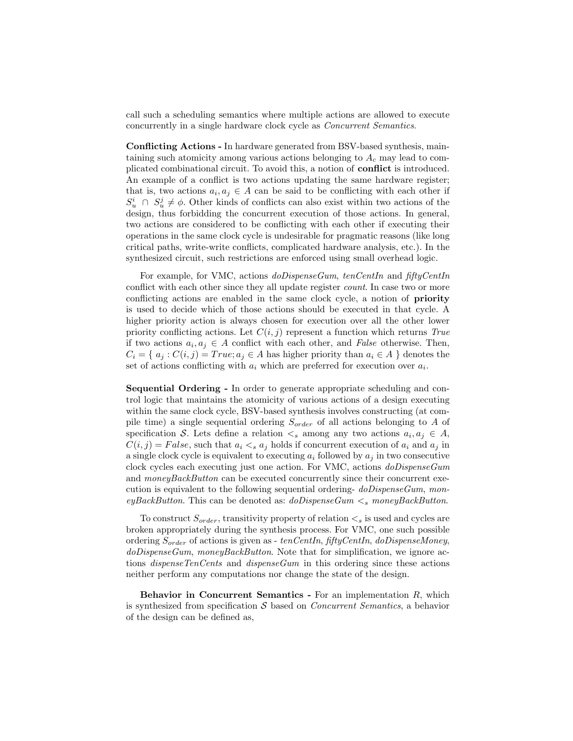call such a scheduling semantics where multiple actions are allowed to execute concurrently in a single hardware clock cycle as *Concurrent Semantics*.

**Conflicting Actions -** In hardware generated from BSV-based synthesis, maintaining such atomicity among various actions belonging to $A_c$ may lead to complicated combinational circuit. To avoid this, a notion of **conflict** is introduced. An example of a conflict is two actions updating the same hardware register; that is, two actions $a_i, a_j \in A$ can be said to be conflicting with each other if $S_u^i \cap S_u^j \neq \phi$. Other kinds of conflicts can also exist within two actions of the design, thus forbidding the concurrent execution of those actions. In general, two actions are considered to be conflicting with each other if executing their operations in the same clock cycle is undesirable for pragmatic reasons (like long critical paths, write-write conflicts, complicated hardware analysis, etc.). In the synthesized circuit, such restrictions are enforced using small overhead logic.

For example, for VMC, actions *doDispenseGum*, *tenCentIn* and *fiftyCentIn* conflict with each other since they all update register *count*. In case two or more conflicting actions are enabled in the same clock cycle, a notion of **priority** is used to decide which of those actions should be executed in that cycle. A higher priority action is always chosen for execution over all the other lower priority conflicting actions. Let $C(i,j)$ represent a function which returns *True* if two actions $a_i, a_j \in A$ conflict with each other, and *False* otherwise. Then, $C_i = \{\ a_j : C(i,j) = True; a_j \in A$ has higher priority than $a_i \in A\ \}$ denotes the set of actions conflicting with $a_i$ which are preferred for execution over $a_i$.

**Sequential Ordering -** In order to generate appropriate scheduling and control logic that maintains the atomicity of various actions of a design executing within the same clock cycle, BSV-based synthesis involves constructing (at compile time) a single sequential ordering $S_{order}$ of all actions belonging to $A$ of specification $\mathcal{S}$. Lets define a relation $<_s$ among any two actions $a_i, a_j \in A$, $C(i,j) = False$, such that $a_i <_s a_j$ holds if concurrent execution of $a_i$ and $a_j$ in a single clock cycle is equivalent to executing $a_i$ followed by $a_j$ in two consecutive clock cycles each executing just one action. For VMC, actions *doDispenseGum* and *moneyBackButton* can be executed concurrently since their concurrent execution is equivalent to the following sequential ordering- *doDispenseGum*, *moneyBackButton*. This can be denoted as: *doDispenseGum* $<_s$ *moneyBackButton*.

To construct $S_{order}$, transitivity property of relation $<_s$ is used and cycles are broken appropriately during the synthesis process. For VMC, one such possible ordering $S_{order}$ of actions is given as - *tenCentIn*, *fiftyCentIn*, *doDispenseMoney*, *doDispenseGum*, *moneyBackButton*. Note that for simplification, we ignore actions *dispenseTenCents* and *dispenseGum* in this ordering since these actions neither perform any computations nor change the state of the design.

**Behavior in Concurrent Semantics -** For an implementation $R$, which is synthesized from specification $\mathcal{S}$ based on *Concurrent Semantics*, a behavior of the design can be defined as,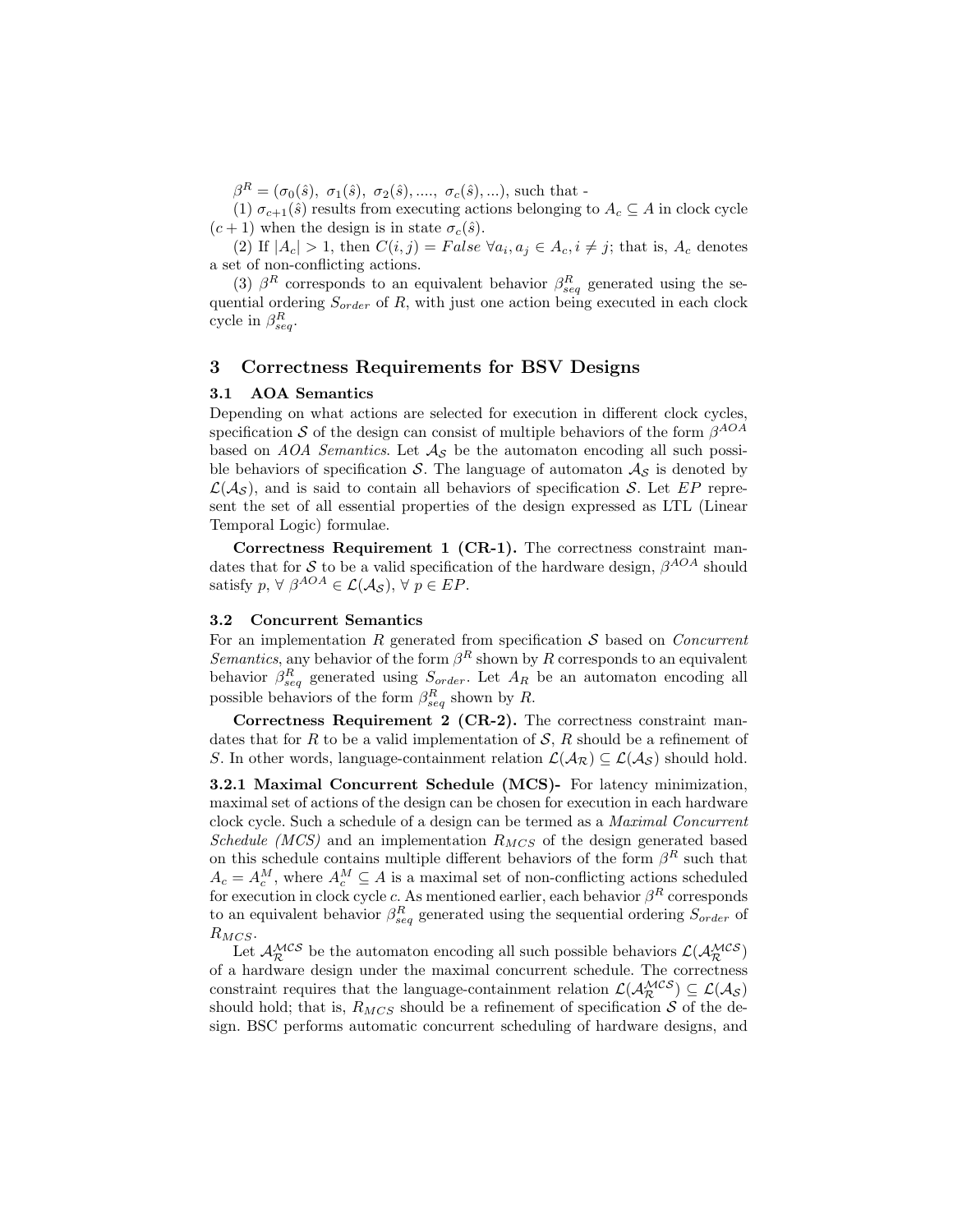$\beta^R = (\sigma_0(\hat{s}),\ \sigma_1(\hat{s}),\ \sigma_2(\hat{s}), ....,\ \sigma_c(\hat{s}), ...)$, such that -

(1) $\sigma_{c+1}(\hat{s})$ results from executing actions belonging to $A_c \subseteq A$ in clock cycle $(c + 1)$ when the design is in state $\sigma_c(\hat{s})$.

(2) If $|A_c| > 1$, then $C(i, j) = False\ \forall a_i, a_j \in A_c, i \neq j$; that is, $A_c$ denotes a set of non-conflicting actions.

(3) $\beta^R$ corresponds to an equivalent behavior $\beta^R_{seq}$ generated using the sequential ordering $S_{order}$ of $R$, with just one action being executed in each clock cycle in $\beta^R_{seq}$.

## 3 Correctness Requirements for BSV Designs

### 3.1 AOA Semantics

Depending on what actions are selected for execution in different clock cycles, specification $\mathcal{S}$ of the design can consist of multiple behaviors of the form $\beta^{AOA}$ based on *AOA Semantics*. Let $\mathcal{A_S}$ be the automaton encoding all such possible behaviors of specification $\mathcal{S}$. The language of automaton $\mathcal{A_S}$ is denoted by $\mathcal{L}(\mathcal{A_S})$, and is said to contain all behaviors of specification $\mathcal{S}$. Let $EP$ represent the set of all essential properties of the design expressed as LTL (Linear Temporal Logic) formulae.

**Correctness Requirement 1 (CR-1).** The correctness constraint mandates that for $\mathcal{S}$ to be a valid specification of the hardware design, $\beta^{AOA}$ should satisfy $p$, $\forall\ \beta^{AOA} \in \mathcal{L}(\mathcal{A_S})$, $\forall\ p \in EP$.

### 3.2 Concurrent Semantics

For an implementation $R$ generated from specification $\mathcal{S}$ based on *Concurrent Semantics*, any behavior of the form $\beta^R$ shown by $R$ corresponds to an equivalent behavior $\beta^R_{seq}$ generated using $S_{order}$. Let $A_R$ be an automaton encoding all possible behaviors of the form $\beta^R_{seq}$ shown by $R$.

**Correctness Requirement 2 (CR-2).** The correctness constraint mandates that for $R$ to be a valid implementation of $\mathcal{S}$, $R$ should be a refinement of $S$. In other words, language-containment relation $\mathcal{L}(\mathcal{A_R}) \subseteq \mathcal{L}(\mathcal{A_S})$ should hold.

**3.2.1 Maximal Concurrent Schedule (MCS)-** For latency minimization, maximal set of actions of the design can be chosen for execution in each hardware clock cycle. Such a schedule of a design can be termed as a *Maximal Concurrent Schedule (MCS)* and an implementation $R_{MCS}$ of the design generated based on this schedule contains multiple different behaviors of the form $\beta^R$ such that $A_c = A^M_c$, where $A^M_c \subseteq A$ is a maximal set of non-conflicting actions scheduled for execution in clock cycle $c$. As mentioned earlier, each behavior $\beta^R$ corresponds to an equivalent behavior $\beta^R_{seq}$ generated using the sequential ordering $S_{order}$ of $R_{MCS}$.

Let $\mathcal{A}^{\mathcal{MCS}}_{\mathcal{R}}$ be the automaton encoding all such possible behaviors $\mathcal{L}(\mathcal{A}^{\mathcal{MCS}}_{\mathcal{R}})$ of a hardware design under the maximal concurrent schedule. The correctness constraint requires that the language-containment relation $\mathcal{L}(\mathcal{A}^{\mathcal{MCS}}_{\mathcal{R}}) \subseteq \mathcal{L}(\mathcal{A_S})$ should hold; that is, $R_{MCS}$ should be a refinement of specification $\mathcal{S}$ of the design. BSC performs automatic concurrent scheduling of hardware designs, and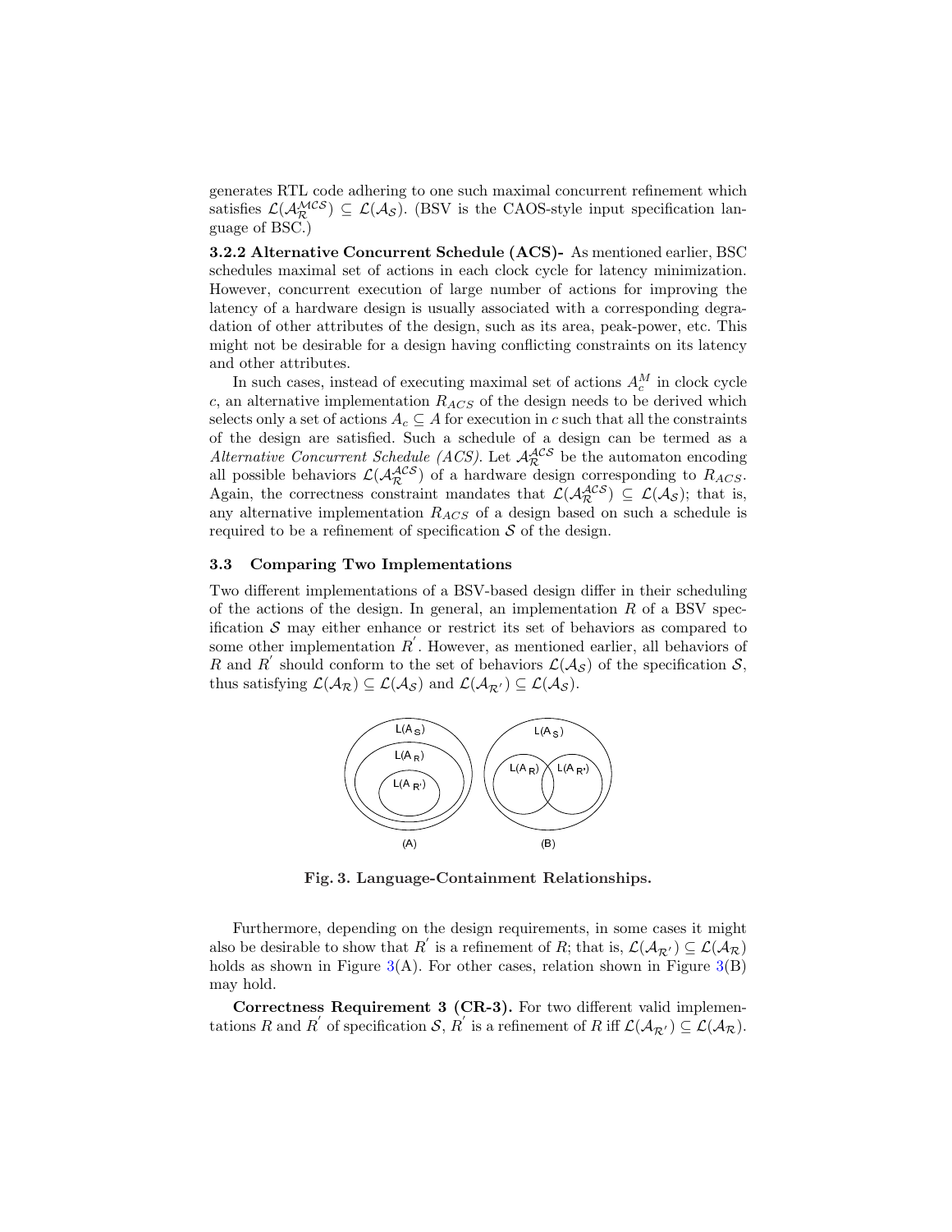generates RTL code adhering to one such maximal concurrent refinement which satisfies $\mathcal{L}(\mathcal{A}_{\mathcal{R}}^{\mathcal{MCS}}) \subseteq \mathcal{L}(\mathcal{A}_{\mathcal{S}})$. (BSV is the CAOS-style input specification language of BSC.)

**3.2.2 Alternative Concurrent Schedule (ACS)-** As mentioned earlier, BSC schedules maximal set of actions in each clock cycle for latency minimization. However, concurrent execution of large number of actions for improving the latency of a hardware design is usually associated with a corresponding degradation of other attributes of the design, such as its area, peak-power, etc. This might not be desirable for a design having conflicting constraints on its latency and other attributes.

In such cases, instead of executing maximal set of actions $A_c^M$ in clock cycle $c$, an alternative implementation $R_{ACS}$ of the design needs to be derived which selects only a set of actions $A_c \subseteq A$ for execution in $c$ such that all the constraints of the design are satisfied. Such a schedule of a design can be termed as a *Alternative Concurrent Schedule (ACS)*. Let $\mathcal{A}_{\mathcal{R}}^{\mathcal{ACS}}$ be the automaton encoding all possible behaviors $\mathcal{L}(\mathcal{A}_{\mathcal{R}}^{\mathcal{ACS}})$ of a hardware design corresponding to $R_{ACS}$. Again, the correctness constraint mandates that $\mathcal{L}(\mathcal{A}_{\mathcal{R}}^{\mathcal{ACS}}) \subseteq \mathcal{L}(\mathcal{A}_{\mathcal{S}})$; that is, any alternative implementation $R_{ACS}$ of a design based on such a schedule is required to be a refinement of specification $\mathcal{S}$ of the design.

### 3.3 Comparing Two Implementations

Two different implementations of a BSV-based design differ in their scheduling of the actions of the design. In general, an implementation $R$ of a BSV specification $\mathcal{S}$ may either enhance or restrict its set of behaviors as compared to some other implementation $R^{'}$. However, as mentioned earlier, all behaviors of $R$ and $R^{'}$ should conform to the set of behaviors $\mathcal{L}(\mathcal{A}_{\mathcal{S}})$ of the specification $\mathcal{S}$, thus satisfying $\mathcal{L}(\mathcal{A}_{\mathcal{R}}) \subseteq \mathcal{L}(\mathcal{A}_{\mathcal{S}})$ and $\mathcal{L}(\mathcal{A}_{\mathcal{R}'}) \subseteq \mathcal{L}(\mathcal{A}_{\mathcal{S}})$.

**Fig. 3. Language-Containment Relationships.**

Furthermore, depending on the design requirements, in some cases it might also be desirable to show that $R^{'}$ is a refinement of $R$; that is, $\mathcal{L}(\mathcal{A}_{\mathcal{R}'}) \subseteq \mathcal{L}(\mathcal{A}_{\mathcal{R}})$ holds as shown in Figure 3(A). For other cases, relation shown in Figure 3(B) may hold.

**Correctness Requirement 3 (CR-3).** For two different valid implementations $R$ and $R^{'}$ of specification $\mathcal{S}$, $R^{'}$ is a refinement of $R$ iff $\mathcal{L}(\mathcal{A}_{\mathcal{R}'}) \subseteq \mathcal{L}(\mathcal{A}_{\mathcal{R}})$.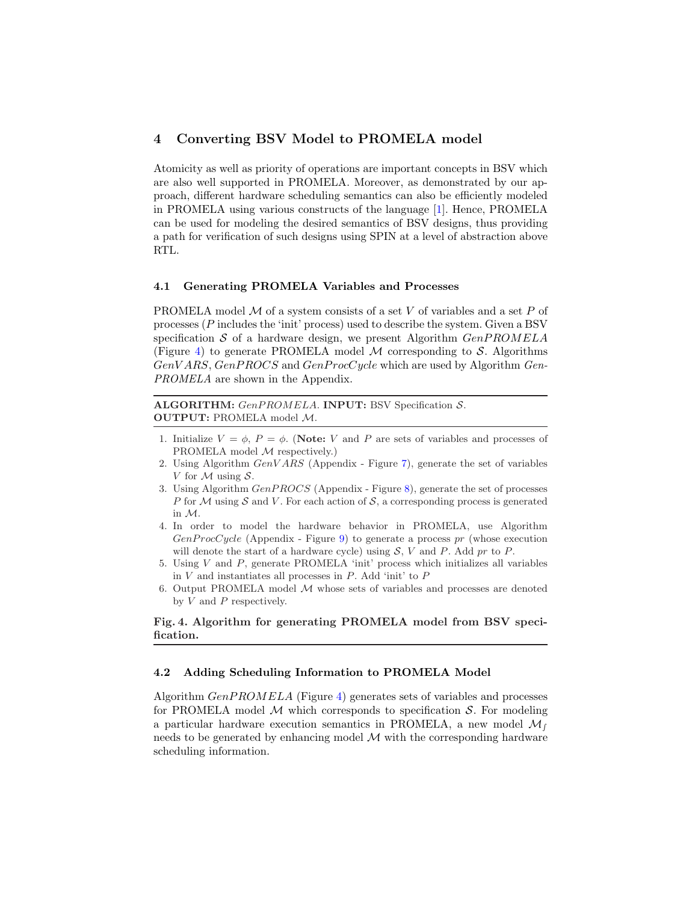## 4 Converting BSV Model to PROMELA model

Atomicity as well as priority of operations are important concepts in BSV which are also well supported in PROMELA. Moreover, as demonstrated by our approach, different hardware scheduling semantics can also be efficiently modeled in PROMELA using various constructs of the language [1]. Hence, PROMELA can be used for modeling the desired semantics of BSV designs, thus providing a path for verification of such designs using SPIN at a level of abstraction above RTL.

### 4.1 Generating PROMELA Variables and Processes

PROMELA model $\mathcal{M}$ of a system consists of a set $V$ of variables and a set $P$ of processes ($P$ includes the 'init' process) used to describe the system. Given a BSV specification $\mathcal{S}$ of a hardware design, we present Algorithm *GenPROMELA* (Figure 4) to generate PROMELA model $\mathcal{M}$ corresponding to $\mathcal{S}$. Algorithms *GenVARS*, *GenPROCS* and *GenProcCycle* which are used by Algorithm *GenPROMELA* are shown in the Appendix.

**ALGORITHM:** *GenPROMELA*. **INPUT:** BSV Specification $\mathcal{S}$.
**OUTPUT:** PROMELA model $\mathcal{M}$.

1. Initialize $V = \phi$, $P = \phi$. (**Note:** $V$ and $P$ are sets of variables and processes of PROMELA model $\mathcal{M}$ respectively.)
2. Using Algorithm *GenVARS* (Appendix - Figure 7), generate the set of variables $V$ for $\mathcal{M}$ using $\mathcal{S}$.
3. Using Algorithm *GenPROCS* (Appendix - Figure 8), generate the set of processes $P$ for $\mathcal{M}$ using $\mathcal{S}$ and $V$. For each action of $\mathcal{S}$, a corresponding process is generated in $\mathcal{M}$.
4. In order to model the hardware behavior in PROMELA, use Algorithm *GenProcCycle* (Appendix - Figure 9) to generate a process *pr* (whose execution will denote the start of a hardware cycle) using $\mathcal{S}$, $V$ and $P$. Add *pr* to $P$.
5. Using $V$ and $P$, generate PROMELA 'init' process which initializes all variables in $V$ and instantiates all processes in $P$. Add 'init' to $P$
6. Output PROMELA model $\mathcal{M}$ whose sets of variables and processes are denoted by $V$ and $P$ respectively.

**Fig. 4. Algorithm for generating PROMELA model from BSV specification.**

### 4.2 Adding Scheduling Information to PROMELA Model

Algorithm *GenPROMELA* (Figure 4) generates sets of variables and processes for PROMELA model $\mathcal{M}$ which corresponds to specification $\mathcal{S}$. For modeling a particular hardware execution semantics in PROMELA, a new model $\mathcal{M}_f$ needs to be generated by enhancing model $\mathcal{M}$ with the corresponding hardware scheduling information.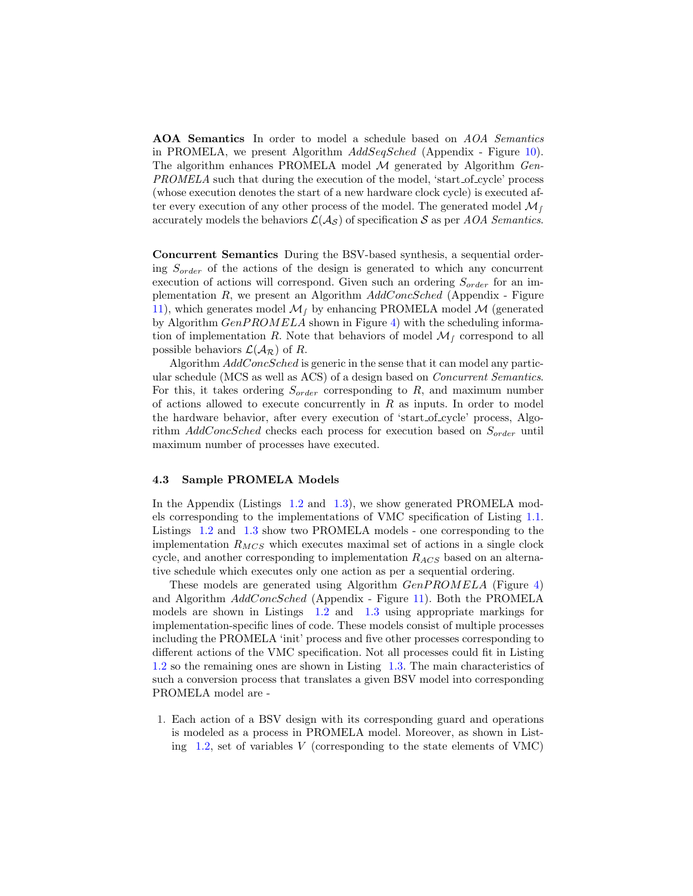**AOA Semantics** In order to model a schedule based on *AOA Semantics* in PROMELA, we present Algorithm *AddSeqSched* (Appendix - Figure 10). The algorithm enhances PROMELA model $\mathcal{M}$ generated by Algorithm *GenPROMELA* such that during the execution of the model, 'start_of_cycle' process (whose execution denotes the start of a new hardware clock cycle) is executed after every execution of any other process of the model. The generated model $\mathcal{M}_f$ accurately models the behaviors $\mathcal{L}(\mathcal{A}_{\mathcal{S}})$ of specification $\mathcal{S}$ as per *AOA Semantics*.

**Concurrent Semantics** During the BSV-based synthesis, a sequential ordering $S_{order}$ of the actions of the design is generated to which any concurrent execution of actions will correspond. Given such an ordering $S_{order}$ for an implementation $R$, we present an Algorithm *AddConcSched* (Appendix - Figure 11), which generates model $\mathcal{M}_f$ by enhancing PROMELA model $\mathcal{M}$ (generated by Algorithm *GenPROMELA* shown in Figure 4) with the scheduling information of implementation $R$. Note that behaviors of model $\mathcal{M}_f$ correspond to all possible behaviors $\mathcal{L}(\mathcal{A}_{\mathcal{R}})$ of $R$.

Algorithm *AddConcSched* is generic in the sense that it can model any particular schedule (MCS as well as ACS) of a design based on *Concurrent Semantics*. For this, it takes ordering $S_{order}$ corresponding to $R$, and maximum number of actions allowed to execute concurrently in $R$ as inputs. In order to model the hardware behavior, after every execution of 'start_of_cycle' process, Algorithm *AddConcSched* checks each process for execution based on $S_{order}$ until maximum number of processes have executed.

### 4.3 Sample PROMELA Models

In the Appendix (Listings 1.2 and 1.3), we show generated PROMELA models corresponding to the implementations of VMC specification of Listing 1.1. Listings 1.2 and 1.3 show two PROMELA models - one corresponding to the implementation $R_{MCS}$ which executes maximal set of actions in a single clock cycle, and another corresponding to implementation $R_{ACS}$ based on an alternative schedule which executes only one action as per a sequential ordering.

These models are generated using Algorithm *GenPROMELA* (Figure 4) and Algorithm *AddConcSched* (Appendix - Figure 11). Both the PROMELA models are shown in Listings 1.2 and 1.3 using appropriate markings for implementation-specific lines of code. These models consist of multiple processes including the PROMELA 'init' process and five other processes corresponding to different actions of the VMC specification. Not all processes could fit in Listing 1.2 so the remaining ones are shown in Listing 1.3. The main characteristics of such a conversion process that translates a given BSV model into corresponding PROMELA model are -

1. Each action of a BSV design with its corresponding guard and operations is modeled as a process in PROMELA model. Moreover, as shown in Listing 1.2, set of variables $V$ (corresponding to the state elements of VMC)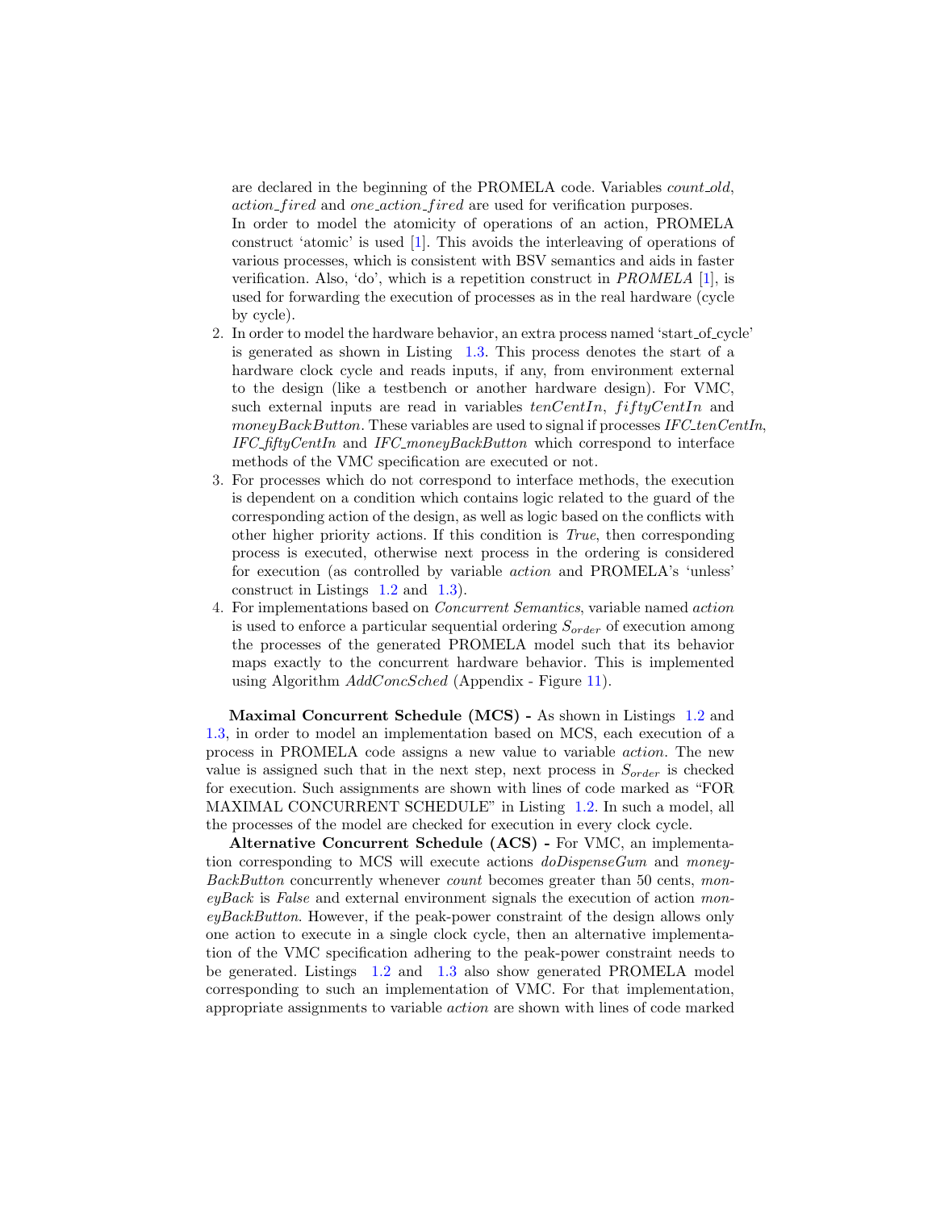are declared in the beginning of the PROMELA code. Variables $count\_old$, $action\_fired$ and $one\_action\_fired$ are used for verification purposes.
In order to model the atomicity of operations of an action, PROMELA construct 'atomic' is used [1]. This avoids the interleaving of operations of various processes, which is consistent with BSV semantics and aids in faster verification. Also, 'do', which is a repetition construct in *PROMELA* [1], is used for forwarding the execution of processes as in the real hardware (cycle by cycle).

2. In order to model the hardware behavior, an extra process named 'start_of_cycle' is generated as shown in Listing 1.3. This process denotes the start of a hardware clock cycle and reads inputs, if any, from environment external to the design (like a testbench or another hardware design). For VMC, such external inputs are read in variables $tenCentIn$, $fiftyCentIn$ and $moneyBackButton$. These variables are used to signal if processes *IFC_tenCentIn*, *IFC_fiftyCentIn* and *IFC_moneyBackButton* which correspond to interface methods of the VMC specification are executed or not.
3. For processes which do not correspond to interface methods, the execution is dependent on a condition which contains logic related to the guard of the corresponding action of the design, as well as logic based on the conflicts with other higher priority actions. If this condition is *True*, then corresponding process is executed, otherwise next process in the ordering is considered for execution (as controlled by variable *action* and PROMELA's 'unless' construct in Listings 1.2 and 1.3).
4. For implementations based on *Concurrent Semantics*, variable named *action* is used to enforce a particular sequential ordering $S_{order}$ of execution among the processes of the generated PROMELA model such that its behavior maps exactly to the concurrent hardware behavior. This is implemented using Algorithm *AddConcSched* (Appendix - Figure 11).

**Maximal Concurrent Schedule (MCS) -** As shown in Listings 1.2 and 1.3, in order to model an implementation based on MCS, each execution of a process in PROMELA code assigns a new value to variable *action*. The new value is assigned such that in the next step, next process in $S_{order}$ is checked for execution. Such assignments are shown with lines of code marked as "FOR MAXIMAL CONCURRENT SCHEDULE" in Listing 1.2. In such a model, all the processes of the model are checked for execution in every clock cycle.

**Alternative Concurrent Schedule (ACS) -** For VMC, an implementation corresponding to MCS will execute actions *doDispenseGum* and *moneyBackButton* concurrently whenever *count* becomes greater than 50 cents, *moneyBack* is *False* and external environment signals the execution of action *moneyBackButton*. However, if the peak-power constraint of the design allows only one action to execute in a single clock cycle, then an alternative implementation of the VMC specification adhering to the peak-power constraint needs to be generated. Listings 1.2 and 1.3 also show generated PROMELA model corresponding to such an implementation of VMC. For that implementation, appropriate assignments to variable *action* are shown with lines of code marked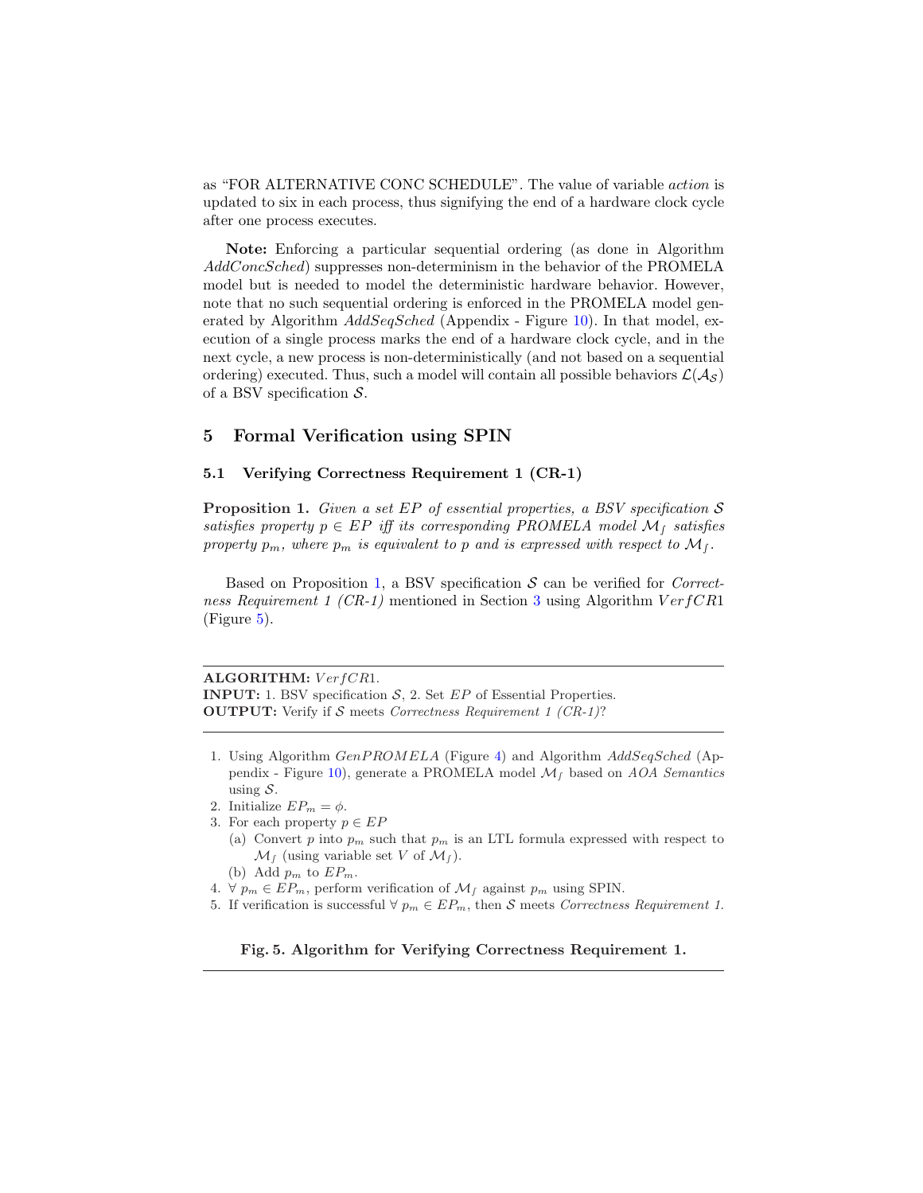as "FOR ALTERNATIVE CONC SCHEDULE". The value of variable *action* is updated to six in each process, thus signifying the end of a hardware clock cycle after one process executes.

**Note:** Enforcing a particular sequential ordering (as done in Algorithm *AddConcSched*) suppresses non-determinism in the behavior of the PROMELA model but is needed to model the deterministic hardware behavior. However, note that no such sequential ordering is enforced in the PROMELA model generated by Algorithm *AddSeqSched* (Appendix - Figure 10). In that model, execution of a single process marks the end of a hardware clock cycle, and in the next cycle, a new process is non-deterministically (and not based on a sequential ordering) executed. Thus, such a model will contain all possible behaviors $\mathcal{L}(\mathcal{A}_{\mathcal{S}})$ of a BSV specification $\mathcal{S}$.

## 5 Formal Verification using SPIN

### 5.1 Verifying Correctness Requirement 1 (CR-1)

**Proposition 1.** *Given a set $EP$ of essential properties, a BSV specification $\mathcal{S}$ satisfies property $p \in EP$ iff its corresponding PROMELA model $\mathcal{M}_f$ satisfies property $p_m$, where $p_m$ is equivalent to $p$ and is expressed with respect to $\mathcal{M}_f$.*

Based on Proposition 1, a BSV specification $\mathcal{S}$ can be verified for *Correctness Requirement 1 (CR-1)* mentioned in Section 3 using Algorithm $VerfCR1$ (Figure 5).

---

**ALGORITHM:** $VerfCR1$.
**INPUT:** 1. BSV specification $\mathcal{S}$, 2. Set $EP$ of Essential Properties.
**OUTPUT:** Verify if $\mathcal{S}$ meets *Correctness Requirement 1 (CR-1)*?

---

1. Using Algorithm $GenPROMELA$ (Figure 4) and Algorithm *AddSeqSched* (Appendix - Figure 10), generate a PROMELA model $\mathcal{M}_f$ based on *AOA Semantics* using $\mathcal{S}$.
2. Initialize $EP_m = \phi$.
3. For each property $p \in EP$
   (a) Convert $p$ into $p_m$ such that $p_m$ is an LTL formula expressed with respect to $\mathcal{M}_f$ (using variable set $V$ of $\mathcal{M}_f$).
   (b) Add $p_m$ to $EP_m$.
4. $\forall\ p_m \in EP_m$, perform verification of $\mathcal{M}_f$ against $p_m$ using SPIN.
5. If verification is successful $\forall\ p_m \in EP_m$, then $\mathcal{S}$ meets *Correctness Requirement 1.*

**Fig. 5. Algorithm for Verifying Correctness Requirement 1.**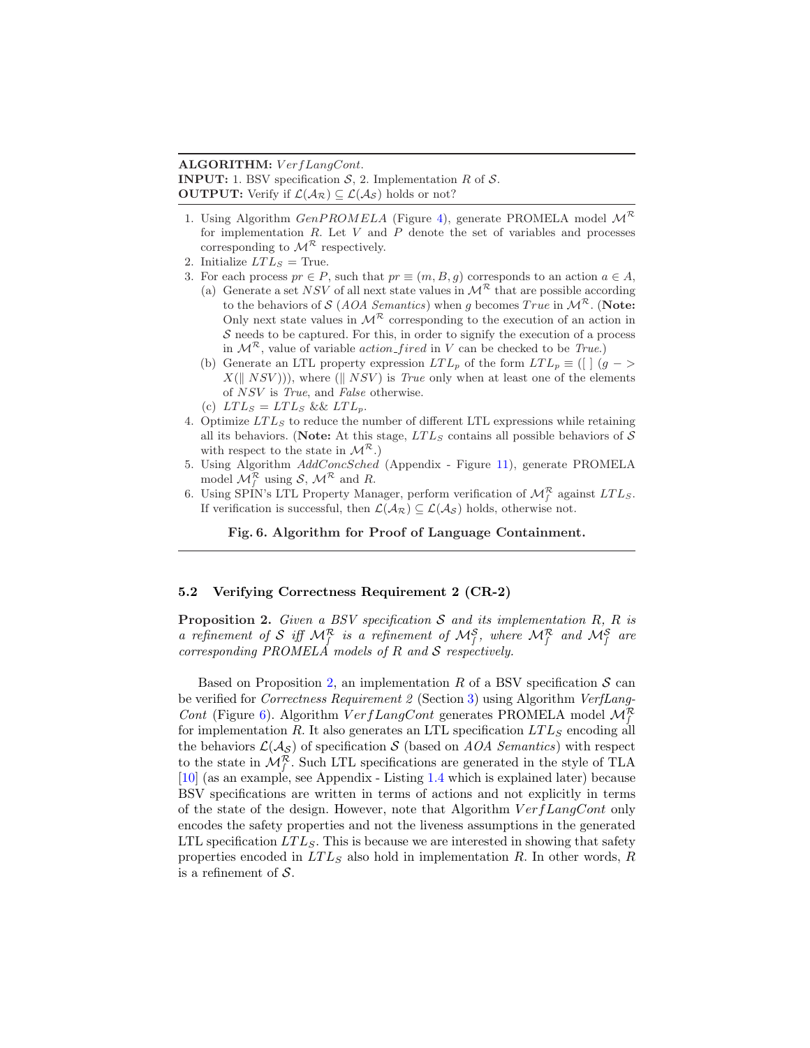**ALGORITHM:** $VerfLangCont$.
**INPUT:** 1. BSV specification $\mathcal{S}$, 2. Implementation $R$ of $\mathcal{S}$.
**OUTPUT:** Verify if $\mathcal{L}(\mathcal{A}_\mathcal{R}) \subseteq \mathcal{L}(\mathcal{A}_\mathcal{S})$ holds or not?

1. Using Algorithm $GenPROMELA$ (Figure 4), generate PROMELA model $\mathcal{M}^\mathcal{R}$ for implementation $R$. Let $V$ and $P$ denote the set of variables and processes corresponding to $\mathcal{M}^\mathcal{R}$ respectively.
2. Initialize $LTL_S$ = True.
3. For each process $pr \in P$, such that $pr \equiv (m, B, g)$ corresponds to an action $a \in A$,
   (a) Generate a set $NSV$ of all next state values in $\mathcal{M}^\mathcal{R}$ that are possible according to the behaviors of $\mathcal{S}$ (*AOA Semantics*) when $g$ becomes $True$ in $\mathcal{M}^\mathcal{R}$. (**Note:** Only next state values in $\mathcal{M}^\mathcal{R}$ corresponding to the execution of an action in $\mathcal{S}$ needs to be captured. For this, in order to signify the execution of a process in $\mathcal{M}^\mathcal{R}$, value of variable $action\_fired$ in $V$ can be checked to be *True*.)
   (b) Generate an LTL property expression $LTL_p$ of the form $LTL_p \equiv ([\,]\ (g -> X(\|\ NSV)))$, where $(\|\ NSV)$ is *True* only when at least one of the elements of $NSV$ is *True*, and *False* otherwise.
   (c) $LTL_S = LTL_S\ \&\&\ LTL_p$.
4. Optimize $LTL_S$ to reduce the number of different LTL expressions while retaining all its behaviors. (**Note:** At this stage, $LTL_S$ contains all possible behaviors of $\mathcal{S}$ with respect to the state in $\mathcal{M}^\mathcal{R}$.)
5. Using Algorithm *AddConcSched* (Appendix - Figure 11), generate PROMELA model $\mathcal{M}^\mathcal{R}_f$ using $\mathcal{S}$, $\mathcal{M}^\mathcal{R}$ and $R$.
6. Using SPIN's LTL Property Manager, perform verification of $\mathcal{M}^\mathcal{R}_f$ against $LTL_S$. If verification is successful, then $\mathcal{L}(\mathcal{A}_\mathcal{R}) \subseteq \mathcal{L}(\mathcal{A}_\mathcal{S})$ holds, otherwise not.

**Fig. 6. Algorithm for Proof of Language Containment.**

### 5.2 Verifying Correctness Requirement 2 (CR-2)

**Proposition 2.** *Given a BSV specification $\mathcal{S}$ and its implementation $R$, $R$ is a refinement of $\mathcal{S}$ iff $\mathcal{M}^\mathcal{R}_f$ is a refinement of $\mathcal{M}^\mathcal{S}_f$, where $\mathcal{M}^\mathcal{R}_f$ and $\mathcal{M}^\mathcal{S}_f$ are corresponding PROMELA models of $R$ and $\mathcal{S}$ respectively.*

Based on Proposition 2, an implementation $R$ of a BSV specification $\mathcal{S}$ can be verified for *Correctness Requirement 2* (Section 3) using Algorithm *VerfLangCont* (Figure 6). Algorithm $VerfLangCont$ generates PROMELA model $\mathcal{M}^\mathcal{R}_f$ for implementation $R$. It also generates an LTL specification $LTL_S$ encoding all the behaviors $\mathcal{L}(\mathcal{A}_\mathcal{S})$ of specification $\mathcal{S}$ (based on *AOA Semantics*) with respect to the state in $\mathcal{M}^\mathcal{R}_f$. Such LTL specifications are generated in the style of TLA [10] (as an example, see Appendix - Listing 1.4 which is explained later) because BSV specifications are written in terms of actions and not explicitly in terms of the state of the design. However, note that Algorithm $VerfLangCont$ only encodes the safety properties and not the liveness assumptions in the generated LTL specification $LTL_S$. This is because we are interested in showing that safety properties encoded in $LTL_S$ also hold in implementation $R$. In other words, $R$ is a refinement of $\mathcal{S}$.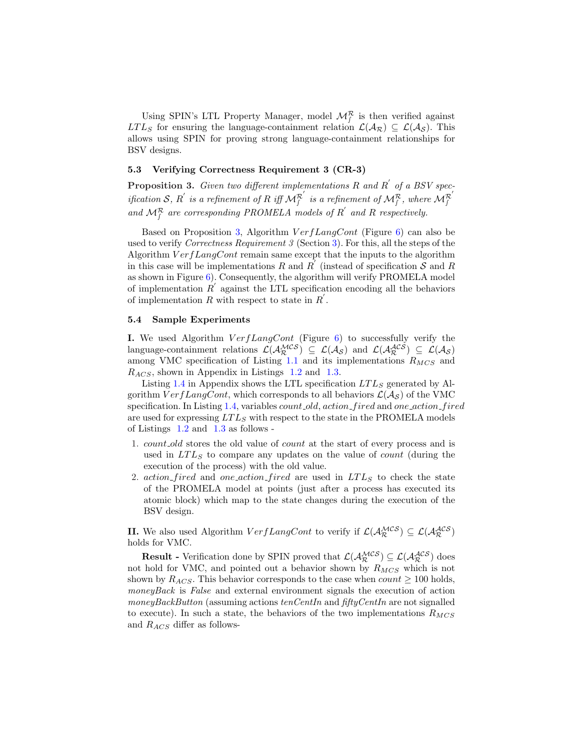Using SPIN's LTL Property Manager, model $\mathcal{M}_f^{\mathcal{R}}$ is then verified against $LTL_S$ for ensuring the language-containment relation $\mathcal{L}(\mathcal{A}_{\mathcal{R}}) \subseteq \mathcal{L}(\mathcal{A}_{\mathcal{S}})$. This allows using SPIN for proving strong language-containment relationships for BSV designs.

### 5.3 Verifying Correctness Requirement 3 (CR-3)

**Proposition 3.** *Given two different implementations $R$ and $R^{'}$ of a BSV specification $\mathcal{S}$, $R^{'}$ is a refinement of $R$ iff $\mathcal{M}_f^{\mathcal{R}^{'}}$ is a refinement of $\mathcal{M}_f^{\mathcal{R}}$, where $\mathcal{M}_f^{\mathcal{R}^{'}}$ and $\mathcal{M}_f^{\mathcal{R}}$ are corresponding PROMELA models of $R^{'}$ and $R$ respectively.*

Based on Proposition 3, Algorithm $VerfLangCont$ (Figure 6) can also be used to verify *Correctness Requirement 3* (Section 3). For this, all the steps of the Algorithm $VerfLangCont$ remain same except that the inputs to the algorithm in this case will be implementations $R$ and $R^{'}$ (instead of specification $\mathcal{S}$ and $R$ as shown in Figure 6). Consequently, the algorithm will verify PROMELA model of implementation $R^{'}$ against the LTL specification encoding all the behaviors of implementation $R$ with respect to state in $R^{'}$.

### 5.4 Sample Experiments

**I.** We used Algorithm $VerfLangCont$ (Figure 6) to successfully verify the language-containment relations $\mathcal{L}(\mathcal{A}_{\mathcal{R}}^{\mathcal{MCS}}) \subseteq \mathcal{L}(\mathcal{A}_{\mathcal{S}})$ and $\mathcal{L}(\mathcal{A}_{\mathcal{R}}^{\mathcal{ACS}}) \subseteq \mathcal{L}(\mathcal{A}_{\mathcal{S}})$ among VMC specification of Listing 1.1 and its implementations $R_{MCS}$ and $R_{ACS}$, shown in Appendix in Listings 1.2 and 1.3.

Listing 1.4 in Appendix shows the LTL specification $LTL_S$ generated by Algorithm $VerfLangCont$, which corresponds to all behaviors $\mathcal{L}(\mathcal{A}_{\mathcal{S}})$ of the VMC specification. In Listing 1.4, variables *count_old*, *action_fired* and *one_action_fired* are used for expressing $LTL_S$ with respect to the state in the PROMELA models of Listings 1.2 and 1.3 as follows -

1. *count_old* stores the old value of *count* at the start of every process and is used in $LTL_S$ to compare any updates on the value of *count* (during the execution of the process) with the old value.
2. *action_fired* and *one_action_fired* are used in $LTL_S$ to check the state of the PROMELA model at points (just after a process has executed its atomic block) which map to the state changes during the execution of the BSV design.

**II.** We also used Algorithm $VerfLangCont$ to verify if $\mathcal{L}(\mathcal{A}_{\mathcal{R}}^{\mathcal{MCS}}) \subseteq \mathcal{L}(\mathcal{A}_{\mathcal{R}}^{\mathcal{ACS}})$ holds for VMC.

**Result -** Verification done by SPIN proved that $\mathcal{L}(\mathcal{A}_{\mathcal{R}}^{\mathcal{MCS}}) \subseteq \mathcal{L}(\mathcal{A}_{\mathcal{R}}^{\mathcal{ACS}})$ does not hold for VMC, and pointed out a behavior shown by $R_{MCS}$ which is not shown by $R_{ACS}$. This behavior corresponds to the case when $count \geq 100$ holds, *moneyBack* is *False* and external environment signals the execution of action *moneyBackButton* (assuming actions *tenCentIn* and *fiftyCentIn* are not signalled to execute). In such a state, the behaviors of the two implementations $R_{MCS}$ and $R_{ACS}$ differ as follows-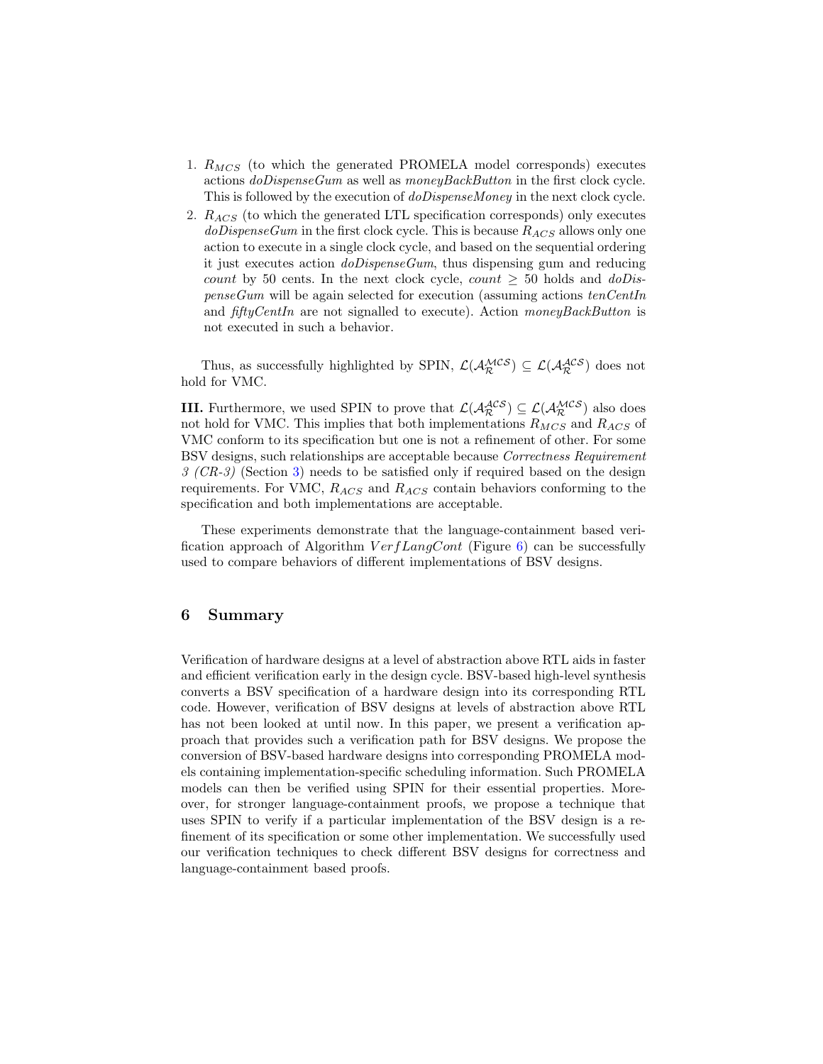1. $R_{MCS}$ (to which the generated PROMELA model corresponds) executes actions *doDispenseGum* as well as *moneyBackButton* in the first clock cycle. This is followed by the execution of *doDispenseMoney* in the next clock cycle.
2. $R_{ACS}$ (to which the generated LTL specification corresponds) only executes *doDispenseGum* in the first clock cycle. This is because $R_{ACS}$ allows only one action to execute in a single clock cycle, and based on the sequential ordering it just executes action *doDispenseGum*, thus dispensing gum and reducing *count* by 50 cents. In the next clock cycle, *count* $\geq$ 50 holds and *doDispenseGum* will be again selected for execution (assuming actions *tenCentIn* and *fiftyCentIn* are not signalled to execute). Action *moneyBackButton* is not executed in such a behavior.

Thus, as successfully highlighted by SPIN, $\mathcal{L}(\mathcal{A}_{\mathcal{R}}^{\mathcal{MCS}}) \subseteq \mathcal{L}(\mathcal{A}_{\mathcal{R}}^{\mathcal{ACS}})$ does not hold for VMC.

**III.** Furthermore, we used SPIN to prove that $\mathcal{L}(\mathcal{A}_{\mathcal{R}}^{\mathcal{ACS}}) \subseteq \mathcal{L}(\mathcal{A}_{\mathcal{R}}^{\mathcal{MCS}})$ also does not hold for VMC. This implies that both implementations $R_{MCS}$ and $R_{ACS}$ of VMC conform to its specification but one is not a refinement of other. For some BSV designs, such relationships are acceptable because *Correctness Requirement 3 (CR-3)* (Section 3) needs to be satisfied only if required based on the design requirements. For VMC, $R_{ACS}$ and $R_{ACS}$ contain behaviors conforming to the specification and both implementations are acceptable.

These experiments demonstrate that the language-containment based verification approach of Algorithm $VerfLangCont$ (Figure 6) can be successfully used to compare behaviors of different implementations of BSV designs.

## 6 Summary

Verification of hardware designs at a level of abstraction above RTL aids in faster and efficient verification early in the design cycle. BSV-based high-level synthesis converts a BSV specification of a hardware design into its corresponding RTL code. However, verification of BSV designs at levels of abstraction above RTL has not been looked at until now. In this paper, we present a verification approach that provides such a verification path for BSV designs. We propose the conversion of BSV-based hardware designs into corresponding PROMELA models containing implementation-specific scheduling information. Such PROMELA models can then be verified using SPIN for their essential properties. Moreover, for stronger language-containment proofs, we propose a technique that uses SPIN to verify if a particular implementation of the BSV design is a refinement of its specification or some other implementation. We successfully used our verification techniques to check different BSV designs for correctness and language-containment based proofs.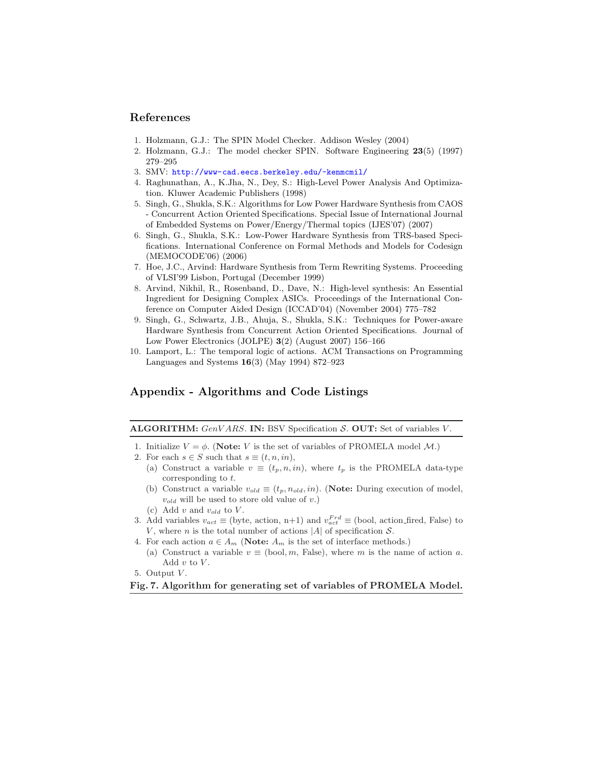## References

1. Holzmann, G.J.: The SPIN Model Checker. Addison Wesley (2004)
2. Holzmann, G.J.: The model checker SPIN. Software Engineering **23**(5) (1997) 279–295
3. SMV: http://www-cad.eecs.berkeley.edu/~kenmcmil/
4. Raghunathan, A., K.Jha, N., Dey, S.: High-Level Power Analysis And Optimization. Kluwer Academic Publishers (1998)
5. Singh, G., Shukla, S.K.: Algorithms for Low Power Hardware Synthesis from CAOS - Concurrent Action Oriented Specifications. Special Issue of International Journal of Embedded Systems on Power/Energy/Thermal topics (IJES'07) (2007)
6. Singh, G., Shukla, S.K.: Low-Power Hardware Synthesis from TRS-based Specifications. International Conference on Formal Methods and Models for Codesign (MEMOCODE'06) (2006)
7. Hoe, J.C., Arvind: Hardware Synthesis from Term Rewriting Systems. Proceeding of VLSI'99 Lisbon, Portugal (December 1999)
8. Arvind, Nikhil, R., Rosenband, D., Dave, N.: High-level synthesis: An Essential Ingredient for Designing Complex ASICs. Proceedings of the International Conference on Computer Aided Design (ICCAD'04) (November 2004) 775–782
9. Singh, G., Schwartz, J.B., Ahuja, S., Shukla, S.K.: Techniques for Power-aware Hardware Synthesis from Concurrent Action Oriented Specifications. Journal of Low Power Electronics (JOLPE) **3**(2) (August 2007) 156–166
10. Lamport, L.: The temporal logic of actions. ACM Transactions on Programming Languages and Systems **16**(3) (May 1994) 872–923

## Appendix - Algorithms and Code Listings

**ALGORITHM:** *GenVARS*. **IN:** BSV Specification $\mathcal{S}$. **OUT:** Set of variables $V$.

1. Initialize $V = \phi$. (**Note:** $V$ is the set of variables of PROMELA model $\mathcal{M}$.)
2. For each $s \in S$ such that $s \equiv (t, n, in)$,
   (a) Construct a variable $v \equiv (t_p, n, in)$, where $t_p$ is the PROMELA data-type corresponding to $t$.
   (b) Construct a variable $v_{old} \equiv (t_p, n_{old}, in)$. (**Note:** During execution of model, $v_{old}$ will be used to store old value of $v$.)
   (c) Add $v$ and $v_{old}$ to $V$.
3. Add variables $v_{act} \equiv$ (byte, action, n+1) and $v_{act}^{Frd} \equiv$ (bool, action_fired, False) to $V$, where $n$ is the total number of actions $|A|$ of specification $\mathcal{S}$.
4. For each action $a \in A_m$ (**Note:** $A_m$ is the set of interface methods.)
   (a) Construct a variable $v \equiv$ (bool, $m$, False), where $m$ is the name of action $a$. Add $v$ to $V$.
5. Output $V$.

**Fig. 7. Algorithm for generating set of variables of PROMELA Model.**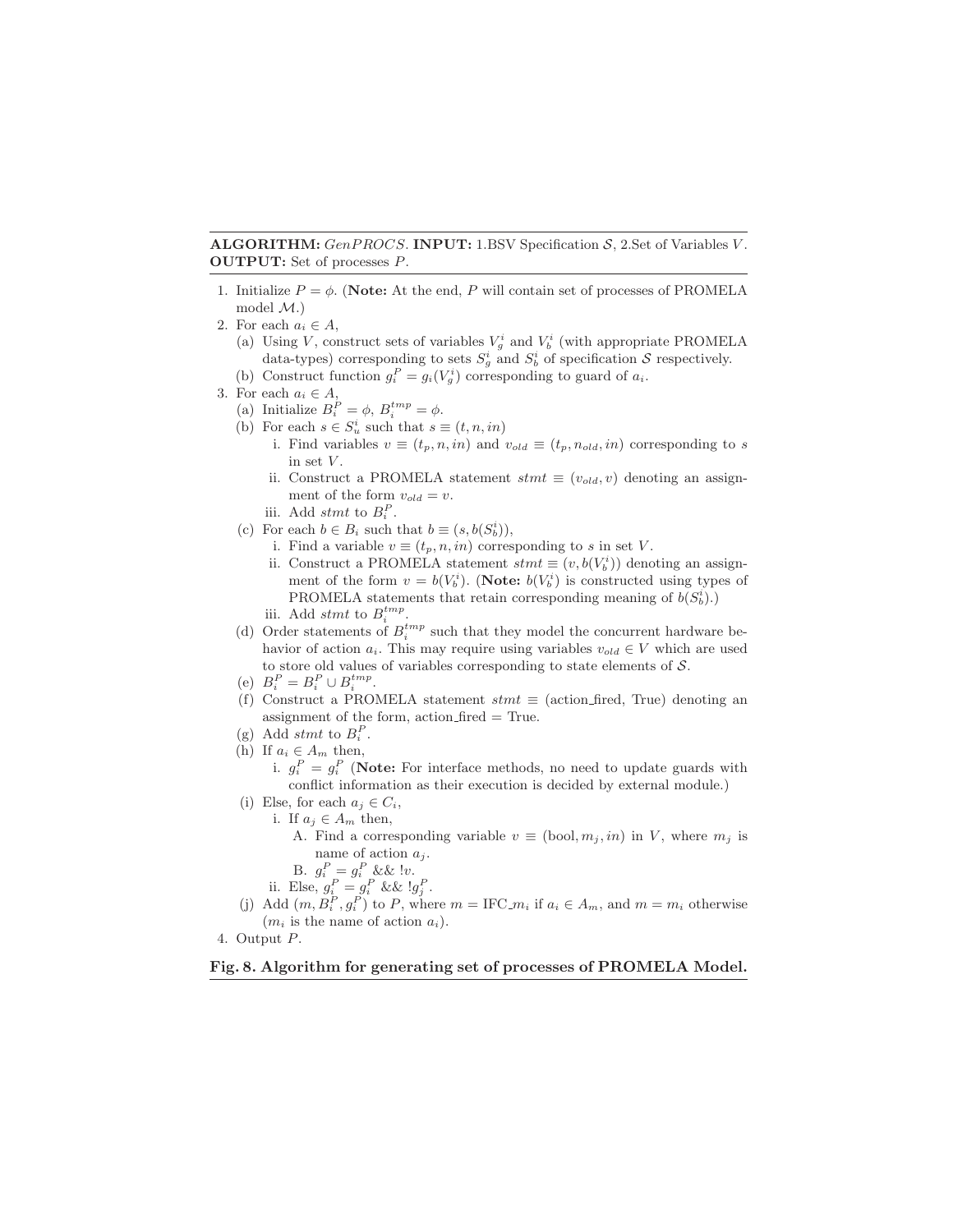---

**ALGORITHM:** *GenPROCS*. **INPUT:** 1.BSV Specification $\mathcal{S}$, 2.Set of Variables $V$. **OUTPUT:** Set of processes $P$.

---

1. Initialize $P = \phi$. (**Note:** At the end, $P$ will contain set of processes of PROMELA model $\mathcal{M}$.)
2. For each $a_i \in A$,
   (a) Using $V$, construct sets of variables $V_g^i$ and $V_b^i$ (with appropriate PROMELA data-types) corresponding to sets $S_g^i$ and $S_b^i$ of specification $\mathcal{S}$ respectively.
   (b) Construct function $g_i^P = g_i(V_g^i)$ corresponding to guard of $a_i$.
3. For each $a_i \in A$,
   (a) Initialize $B_i^P = \phi$, $B_i^{tmp} = \phi$.
   (b) For each $s \in S_u^i$ such that $s \equiv (t, n, in)$
      i. Find variables $v \equiv (t_p, n, in)$ and $v_{old} \equiv (t_p, n_{old}, in)$ corresponding to $s$ in set $V$.
      ii. Construct a PROMELA statement $stmt \equiv (v_{old}, v)$ denoting an assignment of the form $v_{old} = v$.
      iii. Add $stmt$ to $B_i^P$.
   (c) For each $b \in B_i$ such that $b \equiv (s, b(S_b^i))$,
      i. Find a variable $v \equiv (t_p, n, in)$ corresponding to $s$ in set $V$.
      ii. Construct a PROMELA statement $stmt \equiv (v, b(V_b^i))$ denoting an assignment of the form $v = b(V_b^i)$. (**Note:** $b(V_b^i)$ is constructed using types of PROMELA statements that retain corresponding meaning of $b(S_b^i)$.)
      iii. Add $stmt$ to $B_i^{tmp}$.
   (d) Order statements of $B_i^{tmp}$ such that they model the concurrent hardware behavior of action $a_i$. This may require using variables $v_{old} \in V$ which are used to store old values of variables corresponding to state elements of $\mathcal{S}$.
   (e) $B_i^P = B_i^P \cup B_i^{tmp}$.
   (f) Construct a PROMELA statement $stmt \equiv$ (action_fired, True) denoting an assignment of the form, action_fired = True.
   (g) Add $stmt$ to $B_i^P$.
   (h) If $a_i \in A_m$ then,
      i. $g_i^P = g_i^P$ (**Note:** For interface methods, no need to update guards with conflict information as their execution is decided by external module.)
   (i) Else, for each $a_j \in C_i$,
      i. If $a_j \in A_m$ then,
         A. Find a corresponding variable $v \equiv (\text{bool}, m_j, in)$ in $V$, where $m_j$ is name of action $a_j$.
         B. $g_i^P = g_i^P$ && $!v$.
      ii. Else, $g_i^P = g_i^P$ && $!g_j^P$.
   (j) Add $(m, B_i^P, g_i^P)$ to $P$, where $m = \text{IFC\_}m_i$ if $a_i \in A_m$, and $m = m_i$ otherwise ($m_i$ is the name of action $a_i$).
4. Output $P$.

**Fig. 8. Algorithm for generating set of processes of PROMELA Model.**

---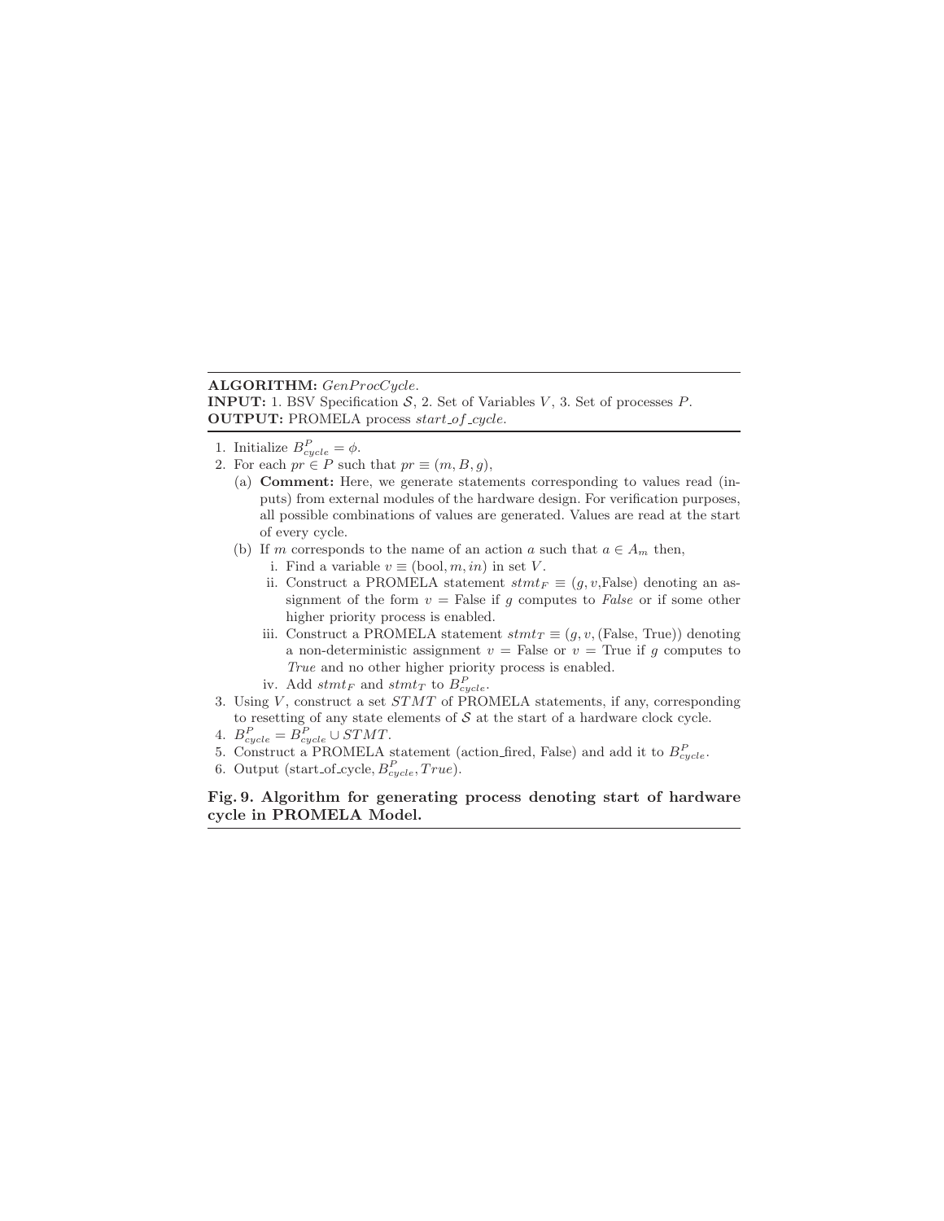**ALGORITHM:** *GenProcCycle*.
**INPUT:** 1. BSV Specification $\mathcal{S}$, 2. Set of Variables $V$, 3. Set of processes $P$.
**OUTPUT:** PROMELA process *start_of_cycle*.

1. Initialize $B^P_{cycle} = \phi$.
2. For each $pr \in P$ such that $pr \equiv (m, B, g)$,
   (a) **Comment:** Here, we generate statements corresponding to values read (inputs) from external modules of the hardware design. For verification purposes, all possible combinations of values are generated. Values are read at the start of every cycle.
   (b) If $m$ corresponds to the name of an action $a$ such that $a \in A_m$ then,
      i. Find a variable $v \equiv (\text{bool}, m, in)$ in set $V$.
      ii. Construct a PROMELA statement $stmt_F \equiv (g, v, \text{False})$ denoting an assignment of the form $v$ = False if $g$ computes to *False* or if some other higher priority process is enabled.
      iii. Construct a PROMELA statement $stmt_T \equiv (g, v, (\text{False}, \text{True}))$ denoting a non-deterministic assignment $v$ = False or $v$ = True if $g$ computes to *True* and no other higher priority process is enabled.
      iv. Add $stmt_F$ and $stmt_T$ to $B^P_{cycle}$.
3. Using $V$, construct a set $STMT$ of PROMELA statements, if any, corresponding to resetting of any state elements of $\mathcal{S}$ at the start of a hardware clock cycle.
4. $B^P_{cycle} = B^P_{cycle} \cup STMT$.
5. Construct a PROMELA statement (action_fired, False) and add it to $B^P_{cycle}$.
6. Output (start_of_cycle, $B^P_{cycle}$, $True$).

**Fig. 9. Algorithm for generating process denoting start of hardware cycle in PROMELA Model.**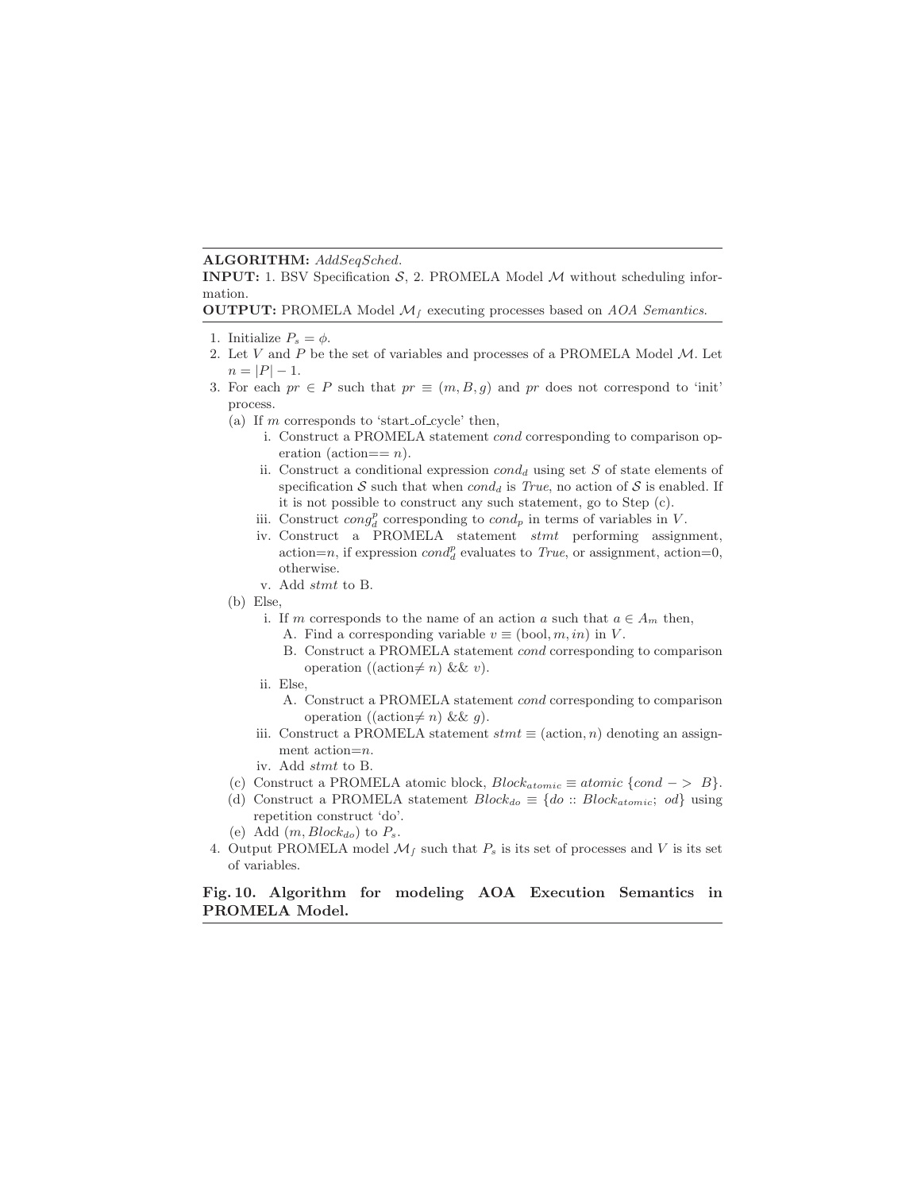**ALGORITHM:** *AddSeqSched.*

**INPUT:** 1. BSV Specification $\mathcal{S}$, 2. PROMELA Model $\mathcal{M}$ without scheduling information.

**OUTPUT:** PROMELA Model $\mathcal{M}_f$ executing processes based on *AOA Semantics*.

1. Initialize $P_s = \phi$.
2. Let $V$ and $P$ be the set of variables and processes of a PROMELA Model $\mathcal{M}$. Let $n = |P| - 1$.
3. For each $pr \in P$ such that $pr \equiv (m, B, g)$ and $pr$ does not correspond to 'init' process.
   - (a) If $m$ corresponds to 'start_of_cycle' then,
     - i. Construct a PROMELA statement *cond* corresponding to comparison operation (action== $n$).
     - ii. Construct a conditional expression $cond_d$ using set $S$ of state elements of specification $\mathcal{S}$ such that when $cond_d$ is *True*, no action of $\mathcal{S}$ is enabled. If it is not possible to construct any such statement, go to Step (c).
     - iii. Construct $cong_d^p$ corresponding to $cond_p$ in terms of variables in $V$.
     - iv. Construct a PROMELA statement *stmt* performing assignment, action=$n$, if expression $cond_d^p$ evaluates to *True*, or assignment, action=0, otherwise.
     - v. Add *stmt* to B.
   - (b) Else,
     - i. If $m$ corresponds to the name of an action $a$ such that $a \in A_m$ then,
       - A. Find a corresponding variable $v \equiv (\text{bool}, m, in)$ in $V$.
       - B. Construct a PROMELA statement *cond* corresponding to comparison operation ((action$\neq n$) && $v$).
     - ii. Else,
       - A. Construct a PROMELA statement *cond* corresponding to comparison operation ((action$\neq n$) && $g$).
     - iii. Construct a PROMELA statement $stmt \equiv (\text{action}, n)$ denoting an assignment action=$n$.
     - iv. Add *stmt* to B.
   - (c) Construct a PROMELA atomic block, $Block_{atomic} \equiv atomic \; \{cond -> \; B\}$.
   - (d) Construct a PROMELA statement $Block_{do} \equiv \{do :: Block_{atomic}; \; od\}$ using repetition construct 'do'.
   - (e) Add $(m, Block_{do})$ to $P_s$.
4. Output PROMELA model $\mathcal{M}_f$ such that $P_s$ is its set of processes and $V$ is its set of variables.

**Fig. 10. Algorithm for modeling AOA Execution Semantics in PROMELA Model.**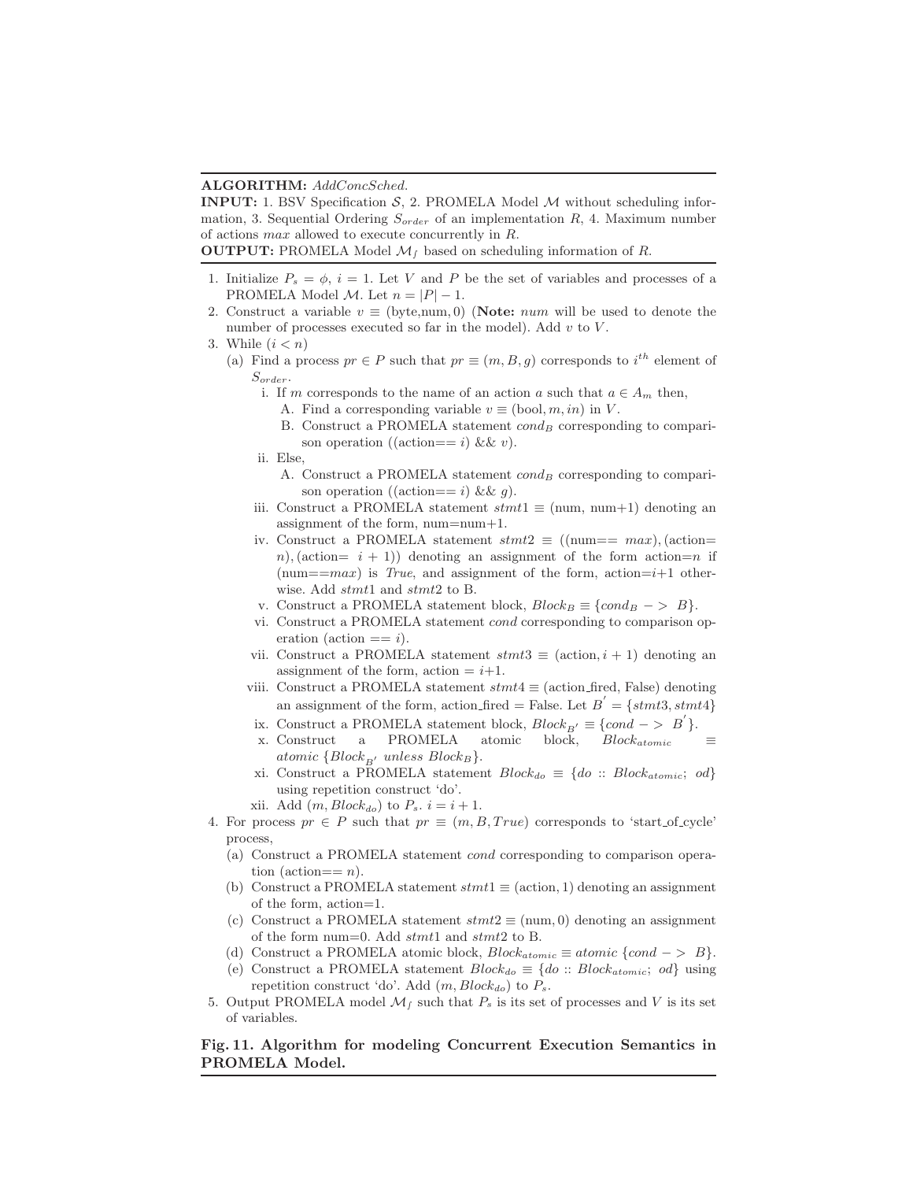**ALGORITHM:** *AddConcSched.*

**INPUT:** 1. BSV Specification $\mathcal{S}$, 2. PROMELA Model $\mathcal{M}$ without scheduling information, 3. Sequential Ordering $S_{order}$ of an implementation $R$, 4. Maximum number of actions $max$ allowed to execute concurrently in $R$.

**OUTPUT:** PROMELA Model $\mathcal{M}_f$ based on scheduling information of $R$.

1. Initialize $P_s = \phi$, $i = 1$. Let $V$ and $P$ be the set of variables and processes of a PROMELA Model $\mathcal{M}$. Let $n = |P| - 1$.
2. Construct a variable $v \equiv$ (byte,num, 0) (**Note:** *num* will be used to denote the number of processes executed so far in the model). Add $v$ to $V$.
3. While $(i < n)$
   (a) Find a process $pr \in P$ such that $pr \equiv (m, B, g)$ corresponds to $i^{th}$ element of $S_{order}$.
      i. If $m$ corresponds to the name of an action $a$ such that $a \in A_m$ then,
         A. Find a corresponding variable $v \equiv (\text{bool}, m, in)$ in $V$.
         B. Construct a PROMELA statement $cond_B$ corresponding to comparison operation ((action== $i$) && $v$).
      ii. Else,
         A. Construct a PROMELA statement $cond_B$ corresponding to comparison operation ((action== $i$) && $g$).
      iii. Construct a PROMELA statement $stmt1 \equiv$ (num, num+1) denoting an assignment of the form, num=num+1.
      iv. Construct a PROMELA statement $stmt2 \equiv$ ((num== $max$), (action= $n$), (action= $i+1$)) denoting an assignment of the form action=$n$ if (num==$max$) is *True*, and assignment of the form, action=$i$+1 otherwise. Add $stmt1$ and $stmt2$ to B.
      v. Construct a PROMELA statement block, $Block_B \equiv \{cond_B -> B\}$.
      vi. Construct a PROMELA statement *cond* corresponding to comparison operation (action == $i$).
      vii. Construct a PROMELA statement $stmt3 \equiv (\text{action}, i+1)$ denoting an assignment of the form, action = $i$+1.
      viii. Construct a PROMELA statement $stmt4 \equiv$ (action_fired, False) denoting an assignment of the form, action_fired = False. Let $B^{'} = \{stmt3, stmt4\}$
      ix. Construct a PROMELA statement block, $Block_{B'} \equiv \{cond -> B^{'}\}$.
      x. Construct a PROMELA atomic block, $Block_{atomic} \equiv$ *atomic* $\{Block_{B'}$ *unless* $Block_B\}$.
      xi. Construct a PROMELA statement $Block_{do} \equiv \{do :: Block_{atomic};\ od\}$ using repetition construct 'do'.
      xii. Add $(m, Block_{do})$ to $P_s$. $i = i + 1$.
4. For process $pr \in P$ such that $pr \equiv (m, B, True)$ corresponds to 'start_of_cycle' process,
   (a) Construct a PROMELA statement *cond* corresponding to comparison operation (action== $n$).
   (b) Construct a PROMELA statement $stmt1 \equiv (\text{action}, 1)$ denoting an assignment of the form, action=1.
   (c) Construct a PROMELA statement $stmt2 \equiv (\text{num}, 0)$ denoting an assignment of the form num=0. Add $stmt1$ and $stmt2$ to B.
   (d) Construct a PROMELA atomic block, $Block_{atomic} \equiv$ *atomic* $\{cond -> B\}$.
   (e) Construct a PROMELA statement $Block_{do} \equiv \{do :: Block_{atomic};\ od\}$ using repetition construct 'do'. Add $(m, Block_{do})$ to $P_s$.
5. Output PROMELA model $\mathcal{M}_f$ such that $P_s$ is its set of processes and $V$ is its set of variables.

**Fig. 11. Algorithm for modeling Concurrent Execution Semantics in PROMELA Model.**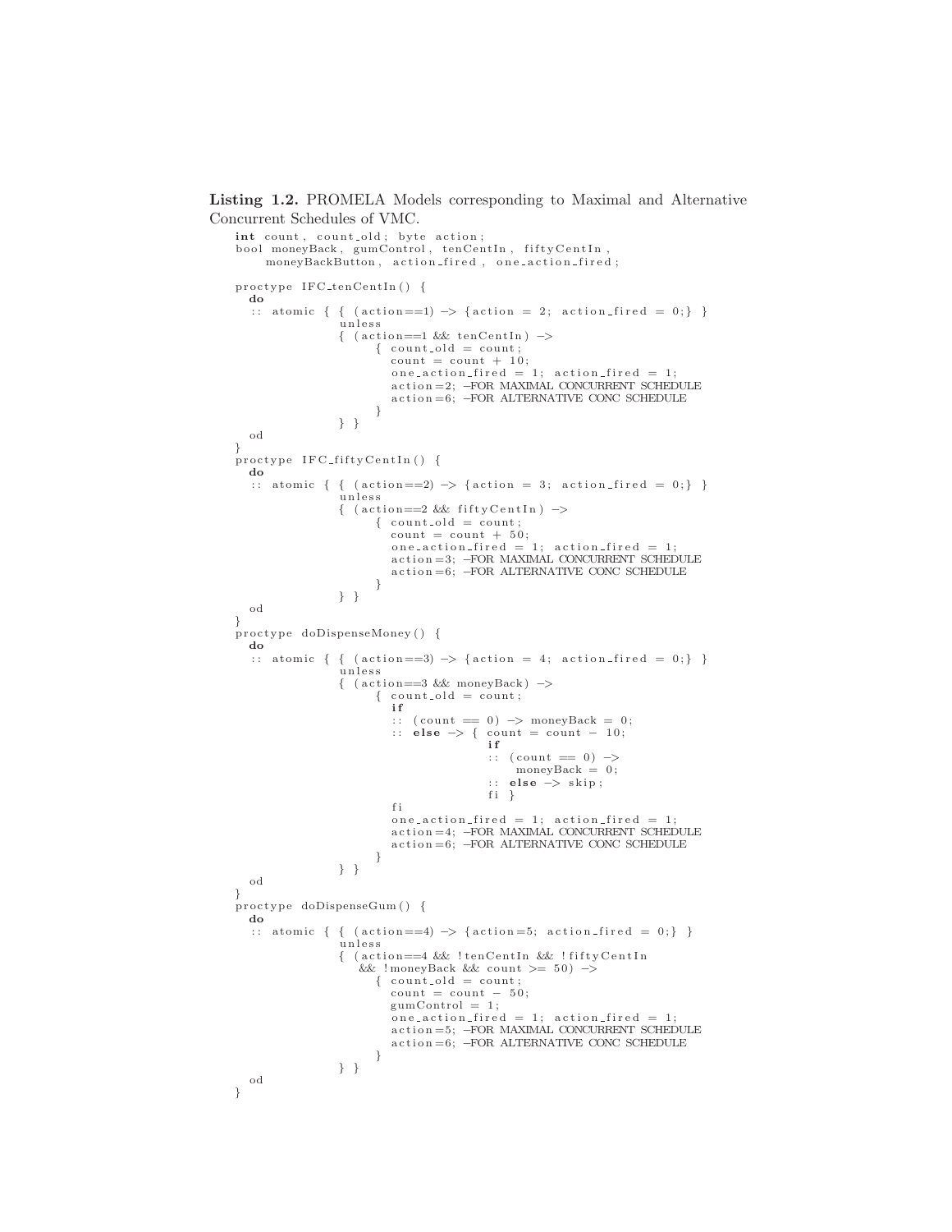**Listing 1.2.** PROMELA Models corresponding to Maximal and Alternative Concurrent Schedules of VMC.

```
int count, count_old; byte action;
bool moneyBack, gumControl, tenCentIn, fiftyCentIn,
     moneyBackButton, action_fired, one_action_fired;

proctype IFC_tenCentIn() {
  do
  :: atomic { { (action==1) -> {action = 2; action_fired = 0;} }
              unless
              { (action==1 && tenCentIn) ->
                   { count_old = count;
                     count = count + 10;
                     one_action_fired = 1; action_fired = 1;
                     action=2; -FOR MAXIMAL CONCURRENT SCHEDULE
                     action=6; -FOR ALTERNATIVE CONC SCHEDULE
                   }
              } }
  od
}
proctype IFC_fiftyCentIn() {
  do
  :: atomic { { (action==2) -> {action = 3; action_fired = 0;} }
              unless
              { (action==2 && fiftyCentIn) ->
                   { count_old = count;
                     count = count + 50;
                     one_action_fired = 1; action_fired = 1;
                     action=3; -FOR MAXIMAL CONCURRENT SCHEDULE
                     action=6; -FOR ALTERNATIVE CONC SCHEDULE
                   }
              } }
  od
}
proctype doDispenseMoney() {
  do
  :: atomic { { (action==3) -> {action = 4; action_fired = 0;} }
              unless
              { (action==3 && moneyBack) ->
                   { count_old = count;
                     if
                     :: (count == 0) -> moneyBack = 0;
                     :: else -> { count = count - 10;
                                  if
                                  :: (count == 0) ->
                                       moneyBack = 0;
                                  :: else -> skip;
                                  fi }
                     fi
                     one_action_fired = 1; action_fired = 1;
                     action=4; -FOR MAXIMAL CONCURRENT SCHEDULE
                     action=6; -FOR ALTERNATIVE CONC SCHEDULE
                   }
              } }
  od
}
proctype doDispenseGum() {
  do
  :: atomic { { (action==4) -> {action=5; action_fired = 0;} }
              unless
              { (action==4 && !tenCentIn && !fiftyCentIn
                  && !moneyBack && count >= 50) ->
                   { count_old = count;
                     count = count - 50;
                     gumControl = 1;
                     one_action_fired = 1; action_fired = 1;
                     action=5; -FOR MAXIMAL CONCURRENT SCHEDULE
                     action=6; -FOR ALTERNATIVE CONC SCHEDULE
                   }
              } }
  od
}
```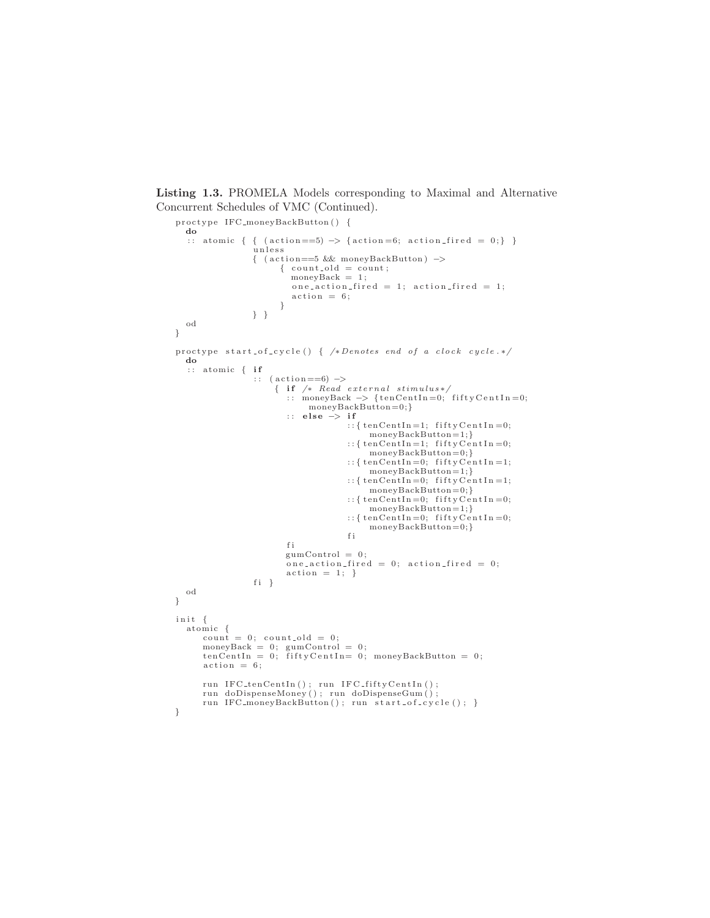**Listing 1.3.** PROMELA Models corresponding to Maximal and Alternative Concurrent Schedules of VMC (Continued).

```
proctype IFC_moneyBackButton() {
  do
  :: atomic { { (action==5) -> {action=6; action_fired = 0;} }
              unless
              { (action==5 && moneyBackButton) ->
                    { count_old = count;
                      moneyBack = 1;
                      one_action_fired = 1; action_fired = 1;
                      action = 6;
                    }
              } }
  od
}

proctype start_of_cycle() { /*Denotes end of a clock cycle.*/
  do
  :: atomic { if
              :: (action==6) ->
                   { if /* Read external stimulus*/
                     :: moneyBack -> {tenCentIn=0; fiftyCentIn=0;
                          moneyBackButton=0;}
                     :: else -> if
                                ::{tenCentIn=1; fiftyCentIn=0;
                                     moneyBackButton=1;}
                                ::{tenCentIn=1; fiftyCentIn=0;
                                     moneyBackButton=0;}
                                ::{tenCentIn=0; fiftyCentIn=1;
                                     moneyBackButton=1;}
                                ::{tenCentIn=0; fiftyCentIn=1;
                                     moneyBackButton=0;}
                                ::{tenCentIn=0; fiftyCentIn=0;
                                     moneyBackButton=1;}
                                ::{tenCentIn=0; fiftyCentIn=0;
                                     moneyBackButton=0;}
                                fi
                     fi
                     gumControl = 0;
                     one_action_fired = 0; action_fired = 0;
                     action = 1; }
              fi }
  od
}

init {
  atomic {
     count = 0; count_old = 0;
     moneyBack = 0; gumControl = 0;
     tenCentIn = 0; fiftyCentIn= 0; moneyBackButton = 0;
     action = 6;

     run IFC_tenCentIn(); run IFC_fiftyCentIn();
     run doDispenseMoney(); run doDispenseGum();
     run IFC_moneyBackButton(); run start_of_cycle(); }
}
```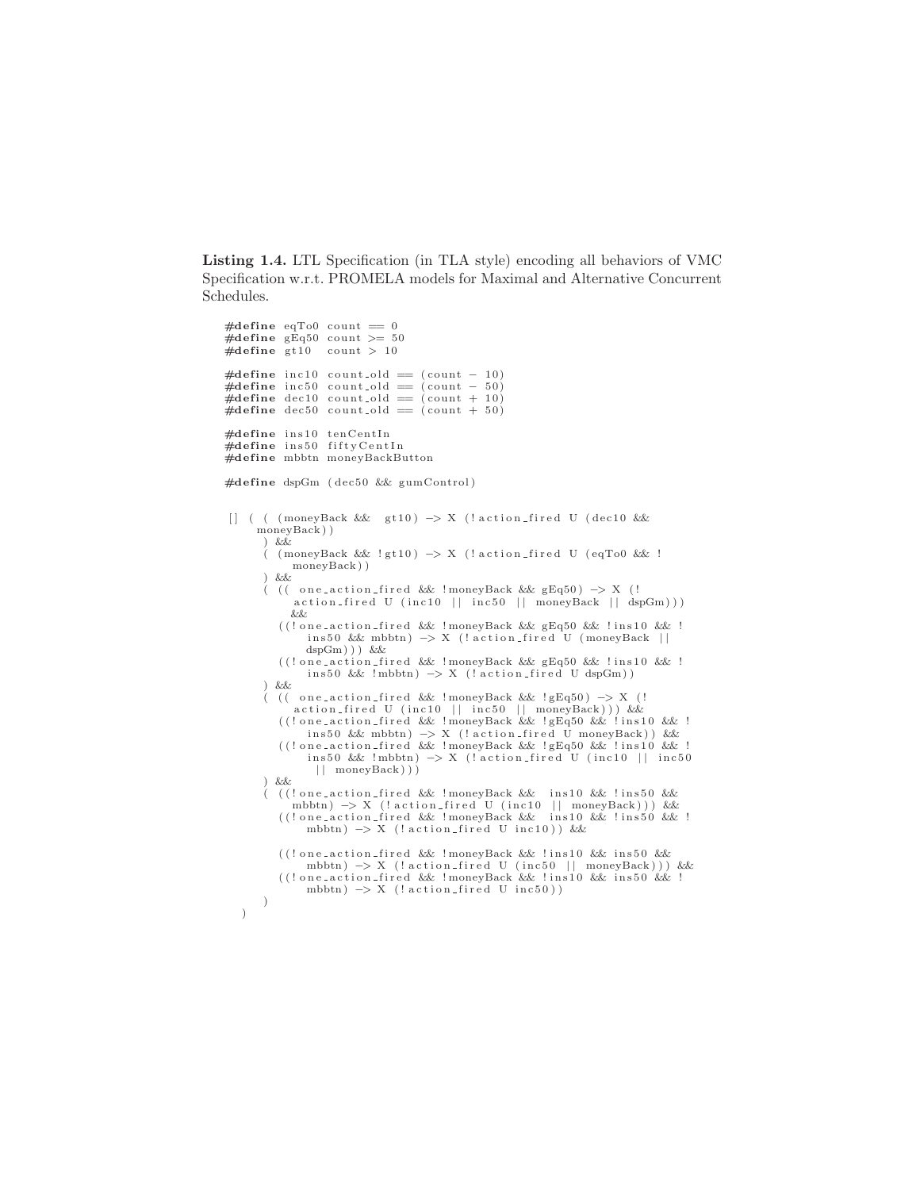**Listing 1.4.** LTL Specification (in TLA style) encoding all behaviors of VMC Specification w.r.t. PROMELA models for Maximal and Alternative Concurrent Schedules.

```
#define eqTo0 count == 0
#define gEq50 count >= 50
#define gt10  count > 10

#define inc10 count_old == (count - 10)
#define inc50 count_old == (count - 50)
#define dec10 count_old == (count + 10)
#define dec50 count_old == (count + 50)

#define ins10 tenCentIn
#define ins50 fiftyCentIn
#define mbbtn moneyBackButton

#define dspGm (dec50 && gumControl)


 [] ( ( (moneyBack &&  gt10) -> X (!action_fired U (dec10 &&
      moneyBack))
     ) &&
     ( (moneyBack && !gt10) -> X (!action_fired U (eqTo0 && !
         moneyBack))
     ) &&
     ( (( one_action_fired && !moneyBack && gEq50) -> X (!
           action_fired U (inc10 || inc50 || moneyBack || dspGm)))
          &&
       ((!one_action_fired && !moneyBack && gEq50 && !ins10 && !
            ins50 && mbbtn) -> X (!action_fired U (moneyBack ||
           dspGm))) &&
       ((!one_action_fired && !moneyBack && gEq50 && !ins10 && !
            ins50 && !mbbtn) -> X (!action_fired U dspGm))
     ) &&
     ( (( one_action_fired && !moneyBack && !gEq50) -> X (!
          action_fired U (inc10 || inc50 || moneyBack))) &&
       ((!one_action_fired && !moneyBack && !gEq50 && !ins10 && !
            ins50 && mbbtn) -> X (!action_fired U moneyBack)) &&
       ((!one_action_fired && !moneyBack && !gEq50 && !ins10 && !
            ins50 && !mbbtn) -> X (!action_fired U (inc10 || inc50
             || moneyBack)))
     ) &&
     ( ((!one_action_fired && !moneyBack &&  ins10 && !ins50 &&
         mbbtn) -> X (!action_fired U (inc10 || moneyBack))) &&
       ((!one_action_fired && !moneyBack &&  ins10 && !ins50 && !
            mbbtn) -> X (!action_fired U inc10)) &&

       ((!one_action_fired && !moneyBack && !ins10 && ins50 &&
            mbbtn) -> X (!action_fired U (inc50 || moneyBack))) &&
       ((!one_action_fired && !moneyBack && !ins10 && ins50 && !
            mbbtn) -> X (!action_fired U inc50))
     )
   )
```